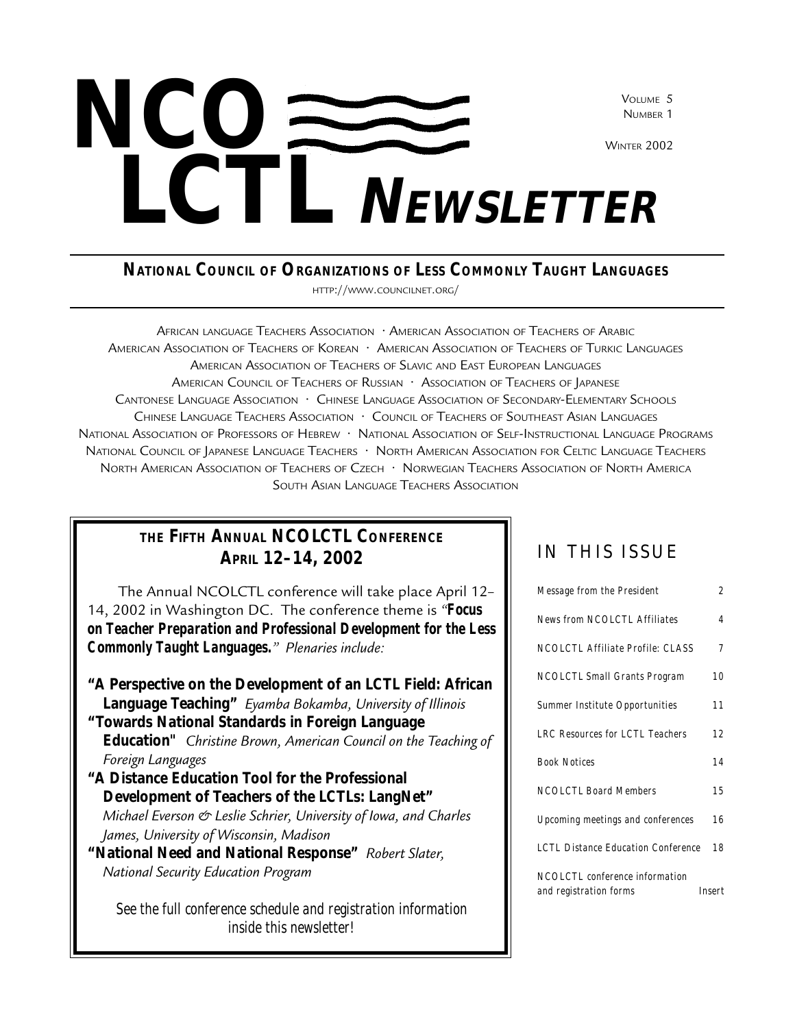# NCOLCTL NEWSLETTER

Volume 5
Number 1

Winter 2002

## National Council of Organizations of Less Commonly Taught Languages

http://www.councilnet.org/

African language Teachers Association · American Association of Teachers of Arabic
American Association of Teachers of Korean · American Association of Teachers of Turkic Languages
American Association of Teachers of Slavic and East European Languages
American Council of Teachers of Russian · Association of Teachers of Japanese
Cantonese Language Association · Chinese Language Association of Secondary-Elementary Schools
Chinese Language Teachers Association · Council of Teachers of Southeast Asian Languages
National Association of Professors of Hebrew · National Association of Self-Instructional Language Programs
National Council of Japanese Language Teachers · North American Association for Celtic Language Teachers
North American Association of Teachers of Czech · Norwegian Teachers Association of North America
South Asian Language Teachers Association

### The Fifth Annual NCOLCTL Conference April 12–14, 2002

The Annual NCOLCTL conference will take place April 12–14, 2002 in Washington DC. The conference theme is "**Focus on Teacher Preparation and Professional Development for the Less Commonly Taught Languages.**" *Plenaries include:*

**"A Perspective on the Development of an LCTL Field: African Language Teaching"** *Eyamba Bokamba, University of Illinois*

**"Towards National Standards in Foreign Language Education"** *Christine Brown, American Council on the Teaching of Foreign Languages*

**"A Distance Education Tool for the Professional Development of Teachers of the LCTLs: LangNet"** *Michael Everson & Leslie Schrier, University of Iowa, and Charles James, University of Wisconsin, Madison*

**"National Need and National Response"** *Robert Slater, National Security Education Program*

*See the full conference schedule and registration information inside this newsletter!*

## IN THIS ISSUE

| | |
|---|---|
| Message from the President | 2 |
| News from NCOLCTL Affiliates | 4 |
| NCOLCTL Affiliate Profile: CLASS | 7 |
| NCOLCTL Small Grants Program | 10 |
| Summer Institute Opportunities | 11 |
| LRC Resources for LCTL Teachers | 12 |
| Book Notices | 14 |
| NCOLCTL Board Members | 15 |
| Upcoming meetings and conferences | 16 |
| LCTL Distance Education Conference | 18 |
| NCOLCTL conference information and registration forms | Insert |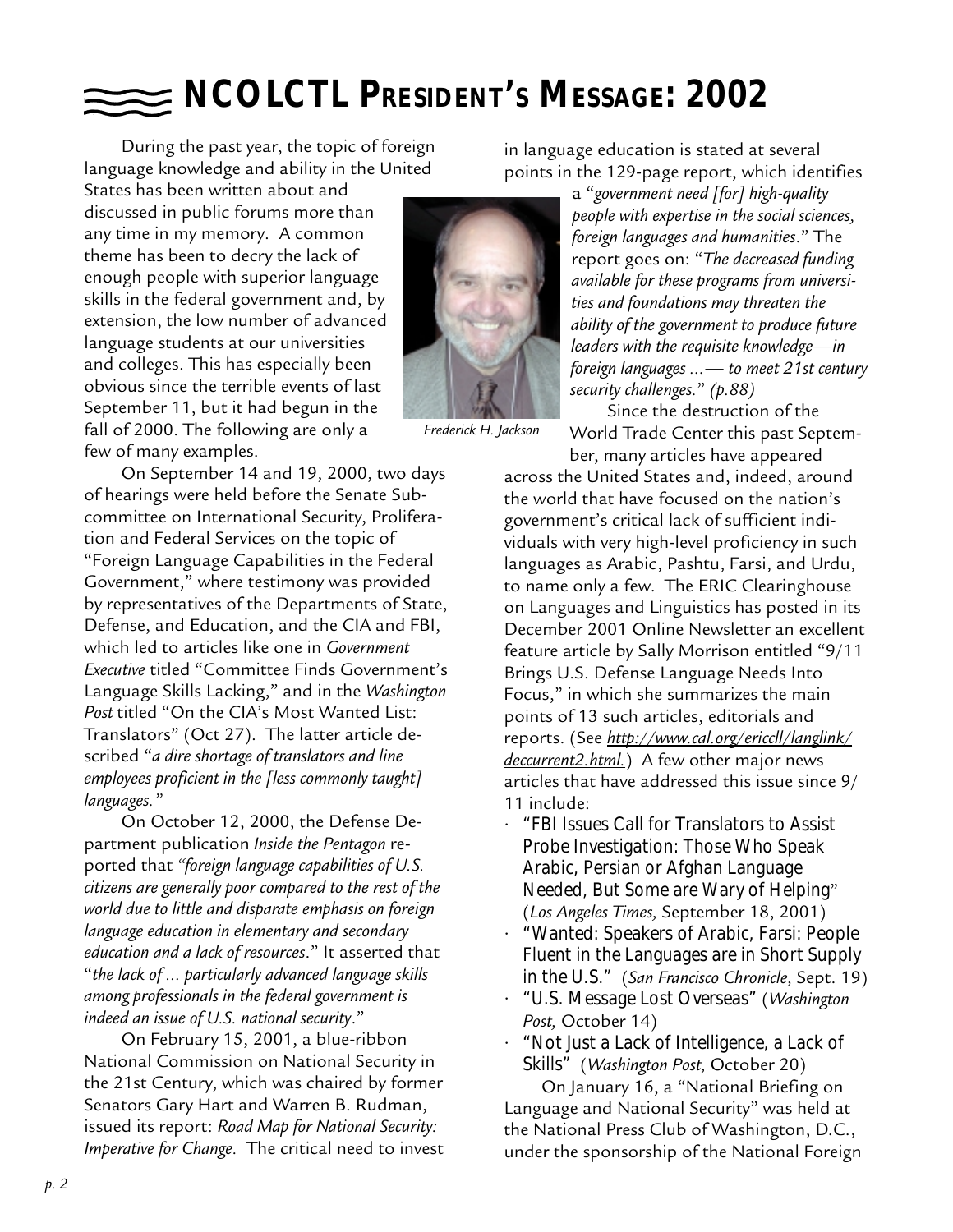# NCOLCTL President's Message: 2002

During the past year, the topic of foreign language knowledge and ability in the United States has been written about and discussed in public forums more than any time in my memory. A common theme has been to decry the lack of enough people with superior language skills in the federal government and, by extension, the low number of advanced language students at our universities and colleges. This has especially been obvious since the terrible events of last September 11, but it had begun in the fall of 2000. The following are only a few of many examples.

*Frederick H. Jackson*

On September 14 and 19, 2000, two days of hearings were held before the Senate Subcommittee on International Security, Proliferation and Federal Services on the topic of "Foreign Language Capabilities in the Federal Government," where testimony was provided by representatives of the Departments of State, Defense, and Education, and the CIA and FBI, which led to articles like one in *Government Executive* titled "Committee Finds Government's Language Skills Lacking," and in the *Washington Post* titled "On the CIA's Most Wanted List: Translators" (Oct 27). The latter article described "*a dire shortage of translators and line employees proficient in the [less commonly taught] languages.*"

On October 12, 2000, the Defense Department publication *Inside the Pentagon* reported that *"foreign language capabilities of U.S. citizens are generally poor compared to the rest of the world due to little and disparate emphasis on foreign language education in elementary and secondary education and a lack of resources*." It asserted that "*the lack of ... particularly advanced language skills among professionals in the federal government is indeed an issue of U.S. national security*."

On February 15, 2001, a blue-ribbon National Commission on National Security in the 21st Century, which was chaired by former Senators Gary Hart and Warren B. Rudman, issued its report: *Road Map for National Security: Imperative for Change.* The critical need to invest in language education is stated at several points in the 129-page report, which identifies a "*government need [for] high-quality people with expertise in the social sciences, foreign languages and humanities*." The report goes on: "*The decreased funding available for these programs from universities and foundations may threaten the ability of the government to produce future leaders with the requisite knowledge—in foreign languages ...— to meet 21st century security challenges.*" *(p.88)*

Since the destruction of the World Trade Center this past September, many articles have appeared across the United States and, indeed, around the world that have focused on the nation's government's critical lack of sufficient individuals with very high-level proficiency in such languages as Arabic, Pashtu, Farsi, and Urdu, to name only a few. The ERIC Clearinghouse on Languages and Linguistics has posted in its December 2001 Online Newsletter an excellent feature article by Sally Morrison entitled "9/11 Brings U.S. Defense Language Needs Into Focus," in which she summarizes the main points of 13 such articles, editorials and reports. (See *http://www.cal.org/ericcll/langlink/deccurrent2.html.*) A few other major news articles that have addressed this issue since 9/11 include:

- "FBI Issues Call for Translators to Assist Probe Investigation: Those Who Speak Arabic, Persian or Afghan Language Needed, But Some are Wary of Helping" (*Los Angeles Times,* September 18, 2001)
- "Wanted: Speakers of Arabic, Farsi: People Fluent in the Languages are in Short Supply in the U.S." (*San Francisco Chronicle,* Sept. 19)
- "U.S. Message Lost Overseas" (*Washington Post,* October 14)
- "Not Just a Lack of Intelligence, a Lack of Skills" (*Washington Post,* October 20)

On January 16, a "National Briefing on Language and National Security" was held at the National Press Club of Washington, D.C., under the sponsorship of the National Foreign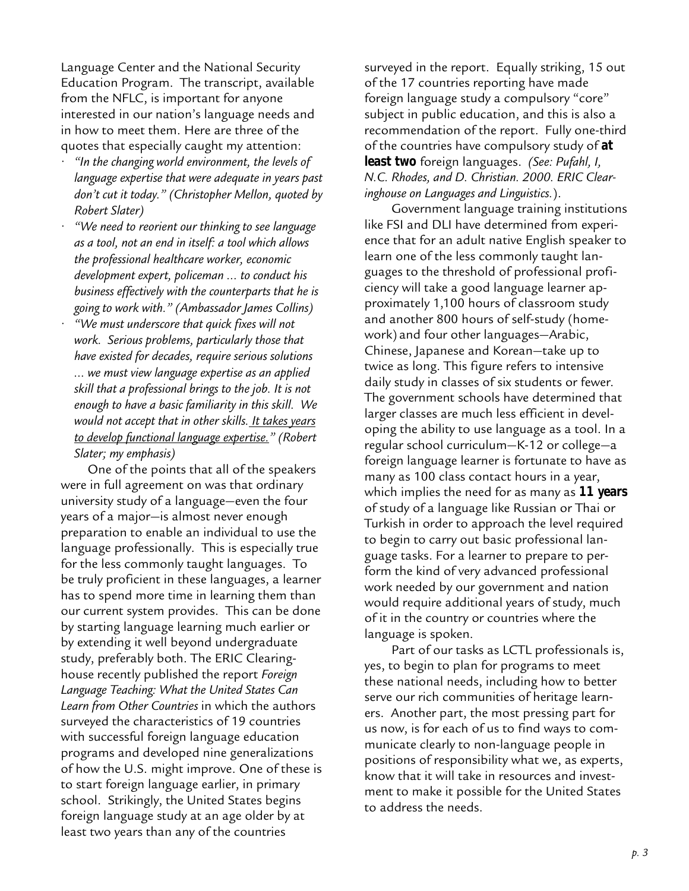Language Center and the National Security Education Program. The transcript, available from the NFLC, is important for anyone interested in our nation's language needs and in how to meet them. Here are three of the quotes that especially caught my attention:

- *"In the changing world environment, the levels of language expertise that were adequate in years past don't cut it today." (Christopher Mellon, quoted by Robert Slater)*
- *"We need to reorient our thinking to see language as a tool, not an end in itself: a tool which allows the professional healthcare worker, economic development expert, policeman ... to conduct his business effectively with the counterparts that he is going to work with." (Ambassador James Collins)*
- *"We must underscore that quick fixes will not work. Serious problems, particularly those that have existed for decades, require serious solutions ... we must view language expertise as an applied skill that a professional brings to the job. It is not enough to have a basic familiarity in this skill. We would not accept that in other skills. <u>It takes years to develop functional language expertise.</u>" (Robert Slater; my emphasis)*

One of the points that all of the speakers were in full agreement on was that ordinary university study of a language—even the four years of a major—is almost never enough preparation to enable an individual to use the language professionally. This is especially true for the less commonly taught languages. To be truly proficient in these languages, a learner has to spend more time in learning them than our current system provides. This can be done by starting language learning much earlier or by extending it well beyond undergraduate study, preferably both. The ERIC Clearinghouse recently published the report *Foreign Language Teaching: What the United States Can Learn from Other Countries* in which the authors surveyed the characteristics of 19 countries with successful foreign language education programs and developed nine generalizations of how the U.S. might improve. One of these is to start foreign language earlier, in primary school. Strikingly, the United States begins foreign language study at an age older by at least two years than any of the countries surveyed in the report. Equally striking, 15 out of the 17 countries reporting have made foreign language study a compulsory "core" subject in public education, and this is also a recommendation of the report. Fully one-third of the countries have compulsory study of **at least two** foreign languages. *(See: Pufahl, I, N.C. Rhodes, and D. Christian. 2000. ERIC Clearinghouse on Languages and Linguistics.)*.

Government language training institutions like FSI and DLI have determined from experience that for an adult native English speaker to learn one of the less commonly taught languages to the threshold of professional proficiency will take a good language learner approximately 1,100 hours of classroom study and another 800 hours of self-study (homework) and four other languages—Arabic, Chinese, Japanese and Korean—take up to twice as long. This figure refers to intensive daily study in classes of six students or fewer. The government schools have determined that larger classes are much less efficient in developing the ability to use language as a tool. In a regular school curriculum—K-12 or college—a foreign language learner is fortunate to have as many as 100 class contact hours in a year, which implies the need for as many as **11 years** of study of a language like Russian or Thai or Turkish in order to approach the level required to begin to carry out basic professional language tasks. For a learner to prepare to perform the kind of very advanced professional work needed by our government and nation would require additional years of study, much of it in the country or countries where the language is spoken.

Part of our tasks as LCTL professionals is, yes, to begin to plan for programs to meet these national needs, including how to better serve our rich communities of heritage learners. Another part, the most pressing part for us now, is for each of us to find ways to communicate clearly to non-language people in positions of responsibility what we, as experts, know that it will take in resources and investment to make it possible for the United States to address the needs.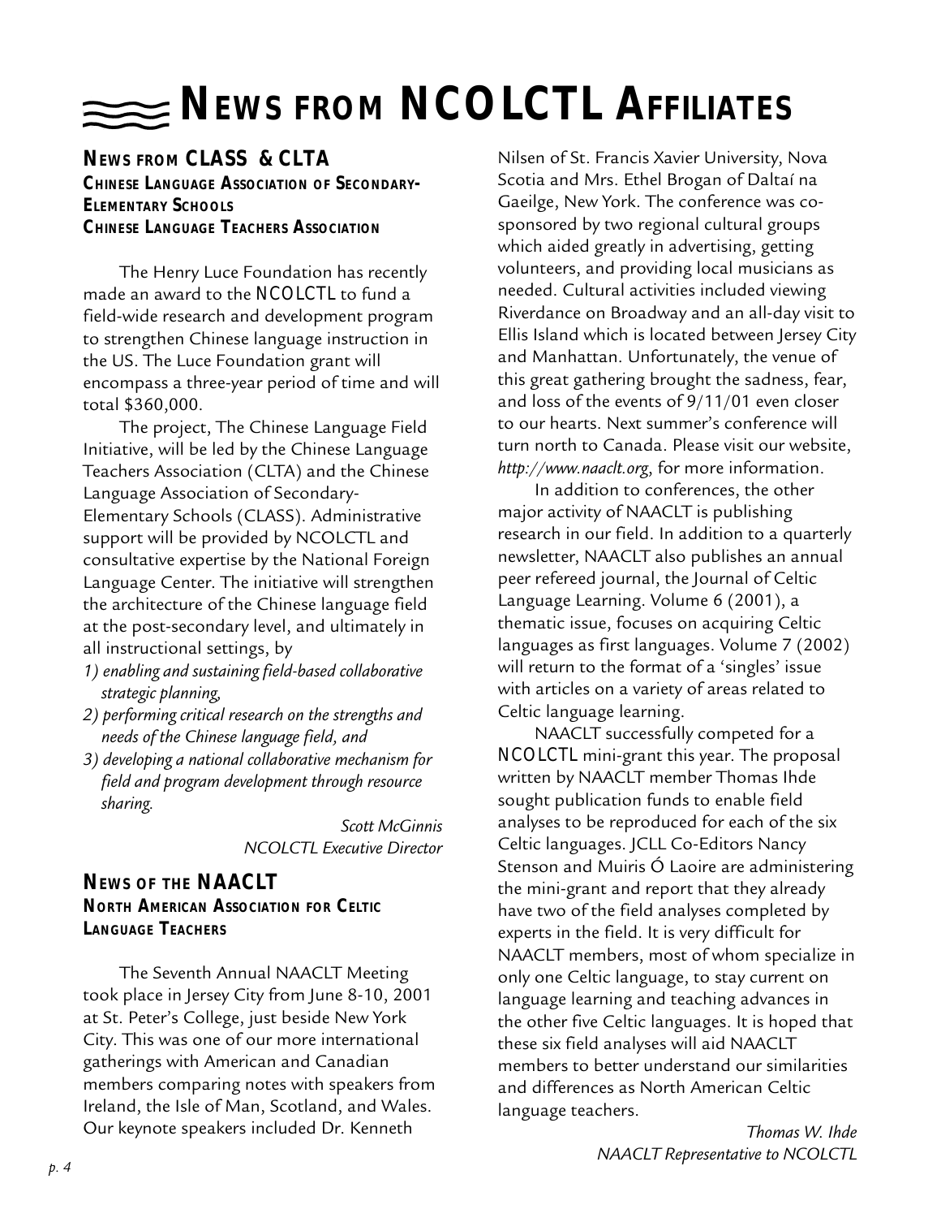# News from NCOLCTL Affiliates

## News from CLASS & CLTA

### Chinese Language Association of Secondary-Elementary Schools

### Chinese Language Teachers Association

The Henry Luce Foundation has recently made an award to the NCOLCTL to fund a field-wide research and development program to strengthen Chinese language instruction in the US. The Luce Foundation grant will encompass a three-year period of time and will total $360,000.

The project, The Chinese Language Field Initiative, will be led by the Chinese Language Teachers Association (CLTA) and the Chinese Language Association of Secondary-Elementary Schools (CLASS). Administrative support will be provided by NCOLCTL and consultative expertise by the National Foreign Language Center. The initiative will strengthen the architecture of the Chinese language field at the post-secondary level, and ultimately in all instructional settings, by

*1) enabling and sustaining field-based collaborative strategic planning,*

*2) performing critical research on the strengths and needs of the Chinese language field, and*

*3) developing a national collaborative mechanism for field and program development through resource sharing.*

*Scott McGinnis*
*NCOLCTL Executive Director*

## News of the NAACLT

### North American Association for Celtic Language Teachers

The Seventh Annual NAACLT Meeting took place in Jersey City from June 8-10, 2001 at St. Peter's College, just beside New York City. This was one of our more international gatherings with American and Canadian members comparing notes with speakers from Ireland, the Isle of Man, Scotland, and Wales. Our keynote speakers included Dr. Kenneth Nilsen of St. Francis Xavier University, Nova Scotia and Mrs. Ethel Brogan of Daltaí na Gaeilge, New York. The conference was co-sponsored by two regional cultural groups which aided greatly in advertising, getting volunteers, and providing local musicians as needed. Cultural activities included viewing Riverdance on Broadway and an all-day visit to Ellis Island which is located between Jersey City and Manhattan. Unfortunately, the venue of this great gathering brought the sadness, fear, and loss of the events of 9/11/01 even closer to our hearts. Next summer's conference will turn north to Canada. Please visit our website, *http://www.naaclt.org*, for more information.

In addition to conferences, the other major activity of NAACLT is publishing research in our field. In addition to a quarterly newsletter, NAACLT also publishes an annual peer refereed journal, the Journal of Celtic Language Learning. Volume 6 (2001), a thematic issue, focuses on acquiring Celtic languages as first languages. Volume 7 (2002) will return to the format of a 'singles' issue with articles on a variety of areas related to Celtic language learning.

NAACLT successfully competed for a NCOLCTL mini-grant this year. The proposal written by NAACLT member Thomas Ihde sought publication funds to enable field analyses to be reproduced for each of the six Celtic languages. JCLL Co-Editors Nancy Stenson and Muiris Ó Laoire are administering the mini-grant and report that they already have two of the field analyses completed by experts in the field. It is very difficult for NAACLT members, most of whom specialize in only one Celtic language, to stay current on language learning and teaching advances in the other five Celtic languages. It is hoped that these six field analyses will aid NAACLT members to better understand our similarities and differences as North American Celtic language teachers.

*Thomas W. Ihde*
*NAACLT Representative to NCOLCTL*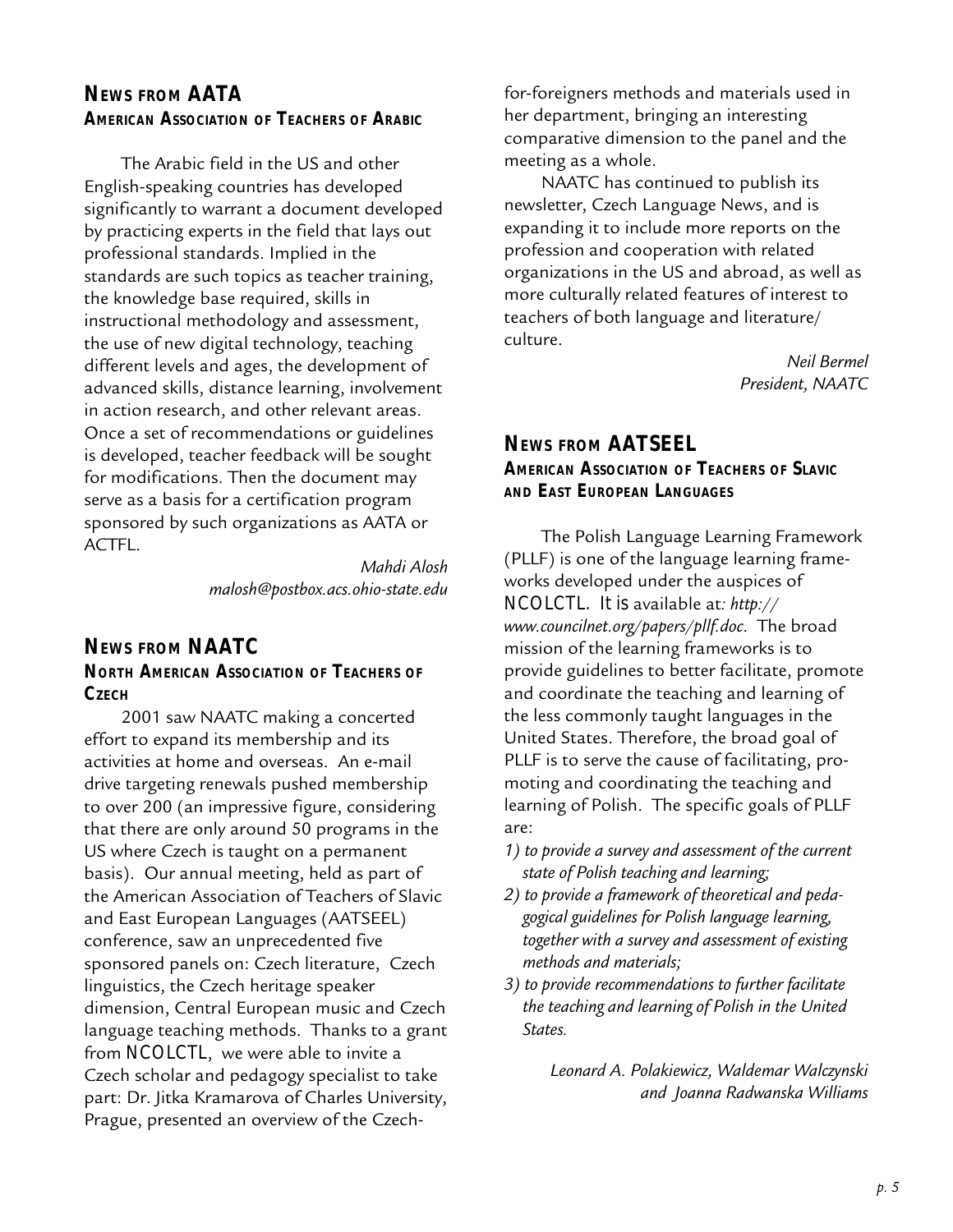## News from AATA

### American Association of Teachers of Arabic

The Arabic field in the US and other English-speaking countries has developed significantly to warrant a document developed by practicing experts in the field that lays out professional standards. Implied in the standards are such topics as teacher training, the knowledge base required, skills in instructional methodology and assessment, the use of new digital technology, teaching different levels and ages, the development of advanced skills, distance learning, involvement in action research, and other relevant areas. Once a set of recommendations or guidelines is developed, teacher feedback will be sought for modifications. Then the document may serve as a basis for a certification program sponsored by such organizations as AATA or ACTFL.

*Mahdi Alosh*
*malosh@postbox.acs.ohio-state.edu*

## News from NAATC

### North American Association of Teachers of Czech

2001 saw NAATC making a concerted effort to expand its membership and its activities at home and overseas. An e-mail drive targeting renewals pushed membership to over 200 (an impressive figure, considering that there are only around 50 programs in the US where Czech is taught on a permanent basis). Our annual meeting, held as part of the American Association of Teachers of Slavic and East European Languages (AATSEEL) conference, saw an unprecedented five sponsored panels on: Czech literature, Czech linguistics, the Czech heritage speaker dimension, Central European music and Czech language teaching methods. Thanks to a grant from NCOLCTL, we were able to invite a Czech scholar and pedagogy specialist to take part: Dr. Jitka Kramarova of Charles University, Prague, presented an overview of the Czech-for-foreigners methods and materials used in her department, bringing an interesting comparative dimension to the panel and the meeting as a whole.

NAATC has continued to publish its newsletter, Czech Language News, and is expanding it to include more reports on the profession and cooperation with related organizations in the US and abroad, as well as more culturally related features of interest to teachers of both language and literature/culture.

*Neil Bermel*
*President, NAATC*

## News from AATSEEL

### American Association of Teachers of Slavic and East European Languages

The Polish Language Learning Framework (PLLF) is one of the language learning frameworks developed under the auspices of NCOLCTL. It is available at*: http://www.councilnet.org/papers/pllf.doc*. The broad mission of the learning frameworks is to provide guidelines to better facilitate, promote and coordinate the teaching and learning of the less commonly taught languages in the United States. Therefore, the broad goal of PLLF is to serve the cause of facilitating, promoting and coordinating the teaching and learning of Polish. The specific goals of PLLF are:

1) *to provide a survey and assessment of the current state of Polish teaching and learning;*
2) *to provide a framework of theoretical and pedagogical guidelines for Polish language learning, together with a survey and assessment of existing methods and materials;*
3) *to provide recommendations to further facilitate the teaching and learning of Polish in the United States.*

*Leonard A. Polakiewicz, Waldemar Walczynski and Joanna Radwanska Williams*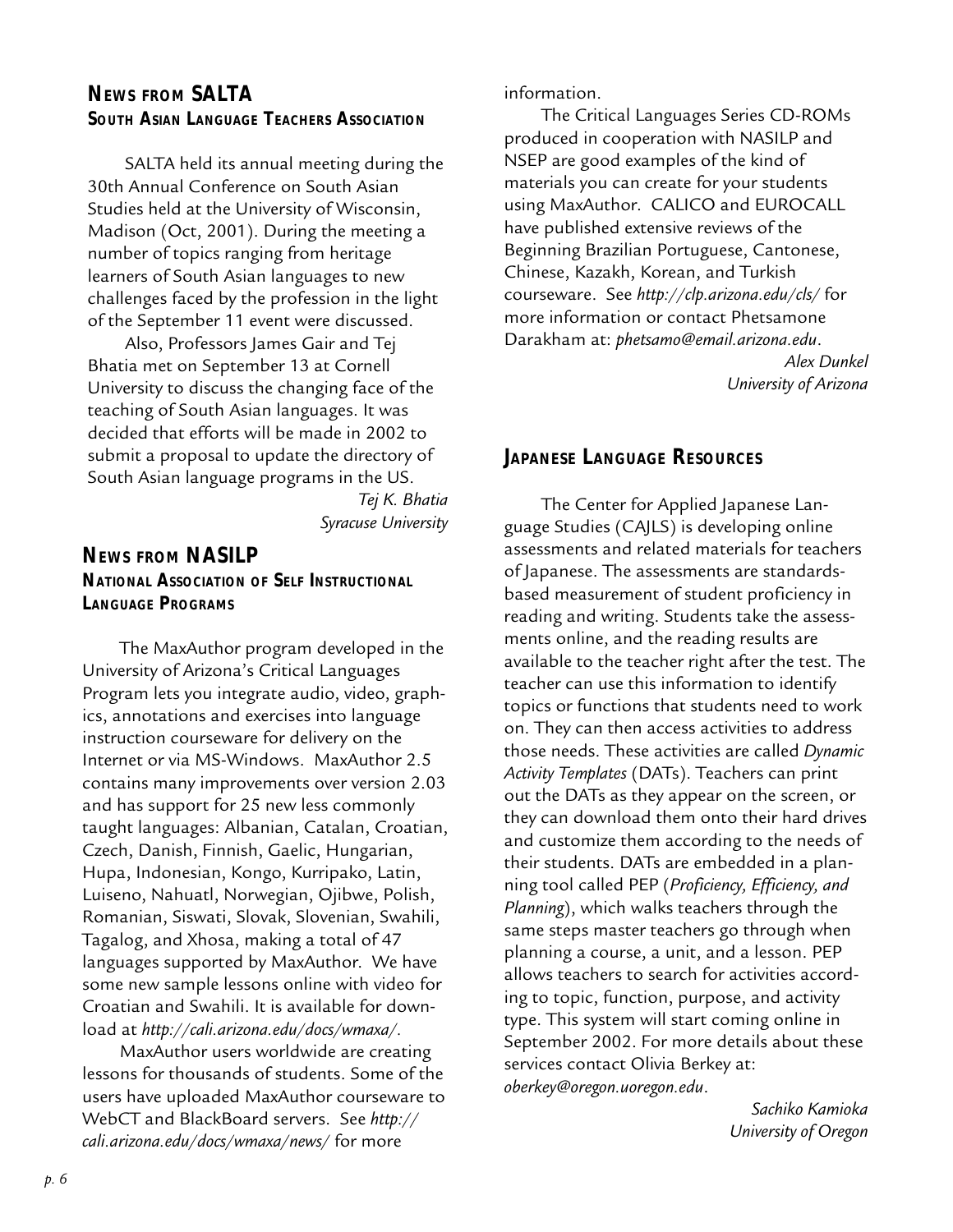## News from SALTA

### South Asian Language Teachers Association

SALTA held its annual meeting during the 30th Annual Conference on South Asian Studies held at the University of Wisconsin, Madison (Oct, 2001). During the meeting a number of topics ranging from heritage learners of South Asian languages to new challenges faced by the profession in the light of the September 11 event were discussed.

Also, Professors James Gair and Tej Bhatia met on September 13 at Cornell University to discuss the changing face of the teaching of South Asian languages. It was decided that efforts will be made in 2002 to submit a proposal to update the directory of South Asian language programs in the US.

*Tej K. Bhatia*
*Syracuse University*

## News from NASILP

### National Association of Self Instructional Language Programs

The MaxAuthor program developed in the University of Arizona's Critical Languages Program lets you integrate audio, video, graphics, annotations and exercises into language instruction courseware for delivery on the Internet or via MS-Windows. MaxAuthor 2.5 contains many improvements over version 2.03 and has support for 25 new less commonly taught languages: Albanian, Catalan, Croatian, Czech, Danish, Finnish, Gaelic, Hungarian, Hupa, Indonesian, Kongo, Kurripako, Latin, Luiseno, Nahuatl, Norwegian, Ojibwe, Polish, Romanian, Siswati, Slovak, Slovenian, Swahili, Tagalog, and Xhosa, making a total of 47 languages supported by MaxAuthor. We have some new sample lessons online with video for Croatian and Swahili. It is available for download at *http://cali.arizona.edu/docs/wmaxa/*.

MaxAuthor users worldwide are creating lessons for thousands of students. Some of the users have uploaded MaxAuthor courseware to WebCT and BlackBoard servers. See *http://cali.arizona.edu/docs/wmaxa/news/* for more information.

The Critical Languages Series CD-ROMs produced in cooperation with NASILP and NSEP are good examples of the kind of materials you can create for your students using MaxAuthor. CALICO and EUROCALL have published extensive reviews of the Beginning Brazilian Portuguese, Cantonese, Chinese, Kazakh, Korean, and Turkish courseware. See *http://clp.arizona.edu/cls/* for more information or contact Phetsamone Darakham at: *phetsamo@email.arizona.edu*.

*Alex Dunkel*
*University of Arizona*

## Japanese Language Resources

The Center for Applied Japanese Language Studies (CAJLS) is developing online assessments and related materials for teachers of Japanese. The assessments are standards-based measurement of student proficiency in reading and writing. Students take the assessments online, and the reading results are available to the teacher right after the test. The teacher can use this information to identify topics or functions that students need to work on. They can then access activities to address those needs. These activities are called *Dynamic Activity Templates* (DATs). Teachers can print out the DATs as they appear on the screen, or they can download them onto their hard drives and customize them according to the needs of their students. DATs are embedded in a planning tool called PEP (*Proficiency, Efficiency, and Planning*), which walks teachers through the same steps master teachers go through when planning a course, a unit, and a lesson. PEP allows teachers to search for activities according to topic, function, purpose, and activity type. This system will start coming online in September 2002. For more details about these services contact Olivia Berkey at: *oberkey@oregon.uoregon.edu*.

*Sachiko Kamioka*
*University of Oregon*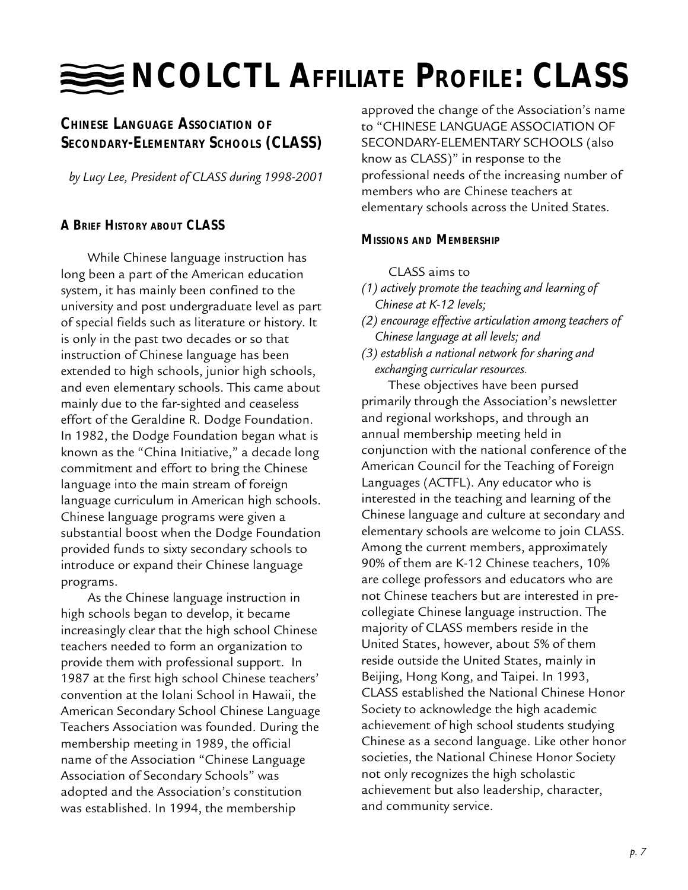# NCOLCTL Affiliate Profile: CLASS

## Chinese Language Association of Secondary-Elementary Schools (CLASS)

*by Lucy Lee, President of CLASS during 1998-2001*

### A Brief History about CLASS

While Chinese language instruction has long been a part of the American education system, it has mainly been confined to the university and post undergraduate level as part of special fields such as literature or history. It is only in the past two decades or so that instruction of Chinese language has been extended to high schools, junior high schools, and even elementary schools. This came about mainly due to the far-sighted and ceaseless effort of the Geraldine R. Dodge Foundation. In 1982, the Dodge Foundation began what is known as the "China Initiative," a decade long commitment and effort to bring the Chinese language into the main stream of foreign language curriculum in American high schools. Chinese language programs were given a substantial boost when the Dodge Foundation provided funds to sixty secondary schools to introduce or expand their Chinese language programs.

As the Chinese language instruction in high schools began to develop, it became increasingly clear that the high school Chinese teachers needed to form an organization to provide them with professional support. In 1987 at the first high school Chinese teachers' convention at the Iolani School in Hawaii, the American Secondary School Chinese Language Teachers Association was founded. During the membership meeting in 1989, the official name of the Association "Chinese Language Association of Secondary Schools" was adopted and the Association's constitution was established. In 1994, the membership approved the change of the Association's name to "CHINESE LANGUAGE ASSOCIATION OF SECONDARY-ELEMENTARY SCHOOLS (also know as CLASS)" in response to the professional needs of the increasing number of members who are Chinese teachers at elementary schools across the United States.

### Missions and Membership

CLASS aims to

*(1) actively promote the teaching and learning of Chinese at K-12 levels;*

*(2) encourage effective articulation among teachers of Chinese language at all levels; and*

*(3) establish a national network for sharing and exchanging curricular resources.*

These objectives have been pursed primarily through the Association's newsletter and regional workshops, and through an annual membership meeting held in conjunction with the national conference of the American Council for the Teaching of Foreign Languages (ACTFL). Any educator who is interested in the teaching and learning of the Chinese language and culture at secondary and elementary schools are welcome to join CLASS. Among the current members, approximately 90% of them are K-12 Chinese teachers, 10% are college professors and educators who are not Chinese teachers but are interested in pre-collegiate Chinese language instruction. The majority of CLASS members reside in the United States, however, about 5% of them reside outside the United States, mainly in Beijing, Hong Kong, and Taipei. In 1993, CLASS established the National Chinese Honor Society to acknowledge the high academic achievement of high school students studying Chinese as a second language. Like other honor societies, the National Chinese Honor Society not only recognizes the high scholastic achievement but also leadership, character, and community service.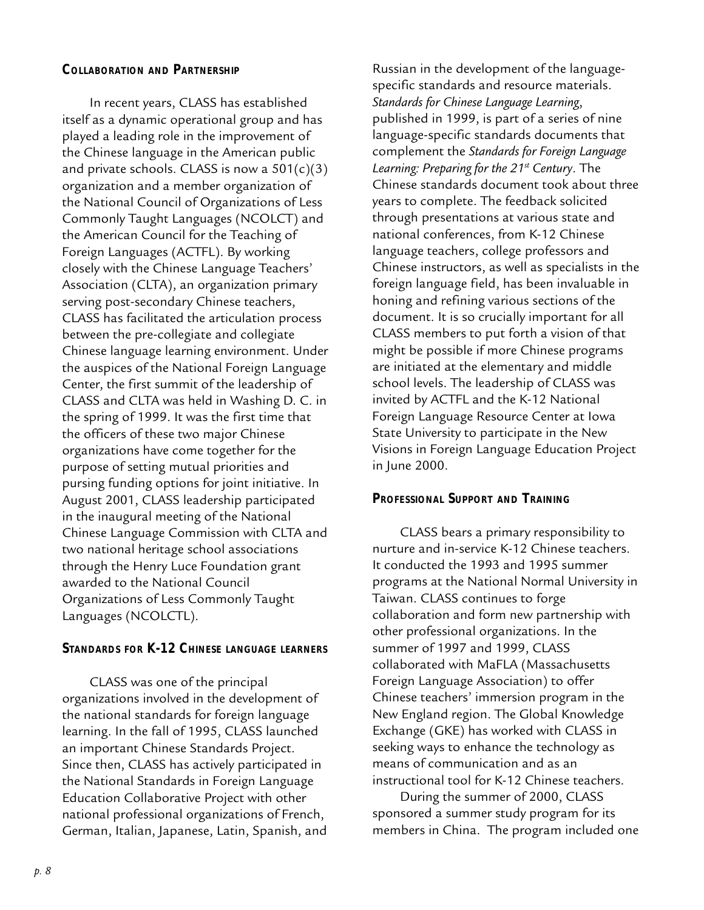## COLLABORATION AND PARTNERSHIP

In recent years, CLASS has established itself as a dynamic operational group and has played a leading role in the improvement of the Chinese language in the American public and private schools. CLASS is now a 501(c)(3) organization and a member organization of the National Council of Organizations of Less Commonly Taught Languages (NCOLCT) and the American Council for the Teaching of Foreign Languages (ACTFL). By working closely with the Chinese Language Teachers' Association (CLTA), an organization primary serving post-secondary Chinese teachers, CLASS has facilitated the articulation process between the pre-collegiate and collegiate Chinese language learning environment. Under the auspices of the National Foreign Language Center, the first summit of the leadership of CLASS and CLTA was held in Washing D. C. in the spring of 1999. It was the first time that the officers of these two major Chinese organizations have come together for the purpose of setting mutual priorities and pursing funding options for joint initiative. In August 2001, CLASS leadership participated in the inaugural meeting of the National Chinese Language Commission with CLTA and two national heritage school associations through the Henry Luce Foundation grant awarded to the National Council Organizations of Less Commonly Taught Languages (NCOLCTL).

## STANDARDS FOR K-12 CHINESE LANGUAGE LEARNERS

CLASS was one of the principal organizations involved in the development of the national standards for foreign language learning. In the fall of 1995, CLASS launched an important Chinese Standards Project. Since then, CLASS has actively participated in the National Standards in Foreign Language Education Collaborative Project with other national professional organizations of French, German, Italian, Japanese, Latin, Spanish, and Russian in the development of the language-specific standards and resource materials. *Standards for Chinese Language Learning*, published in 1999, is part of a series of nine language-specific standards documents that complement the *Standards for Foreign Language Learning: Preparing for the 21st Century*. The Chinese standards document took about three years to complete. The feedback solicited through presentations at various state and national conferences, from K-12 Chinese language teachers, college professors and Chinese instructors, as well as specialists in the foreign language field, has been invaluable in honing and refining various sections of the document. It is so crucially important for all CLASS members to put forth a vision of that might be possible if more Chinese programs are initiated at the elementary and middle school levels. The leadership of CLASS was invited by ACTFL and the K-12 National Foreign Language Resource Center at Iowa State University to participate in the New Visions in Foreign Language Education Project in June 2000.

## PROFESSIONAL SUPPORT AND TRAINING

CLASS bears a primary responsibility to nurture and in-service K-12 Chinese teachers. It conducted the 1993 and 1995 summer programs at the National Normal University in Taiwan. CLASS continues to forge collaboration and form new partnership with other professional organizations. In the summer of 1997 and 1999, CLASS collaborated with MaFLA (Massachusetts Foreign Language Association) to offer Chinese teachers' immersion program in the New England region. The Global Knowledge Exchange (GKE) has worked with CLASS in seeking ways to enhance the technology as means of communication and as an instructional tool for K-12 Chinese teachers.

During the summer of 2000, CLASS sponsored a summer study program for its members in China. The program included one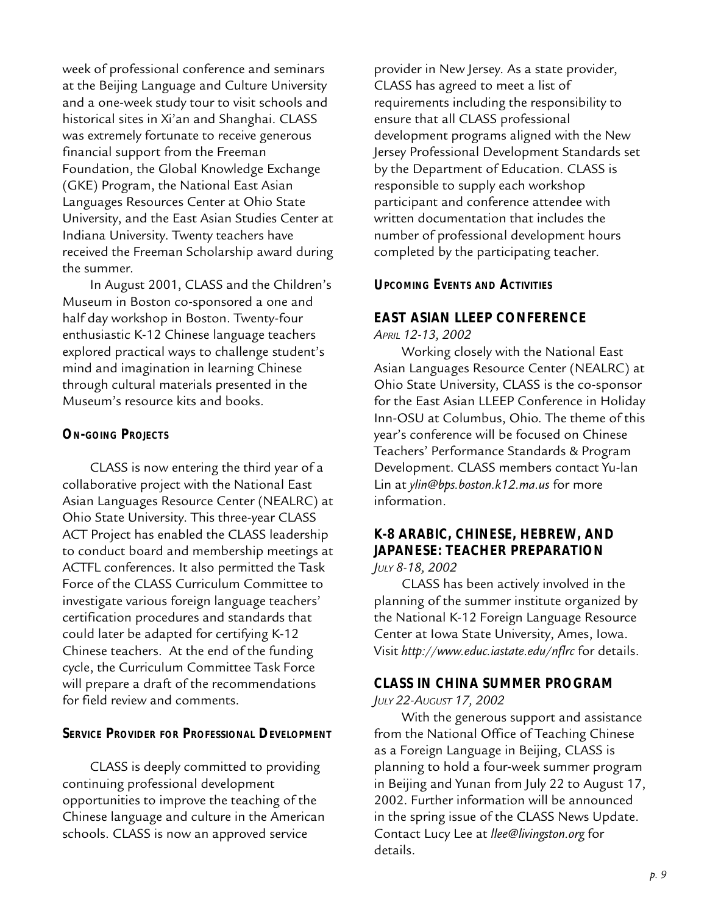week of professional conference and seminars at the Beijing Language and Culture University and a one-week study tour to visit schools and historical sites in Xi'an and Shanghai. CLASS was extremely fortunate to receive generous financial support from the Freeman Foundation, the Global Knowledge Exchange (GKE) Program, the National East Asian Languages Resources Center at Ohio State University, and the East Asian Studies Center at Indiana University. Twenty teachers have received the Freeman Scholarship award during the summer.

In August 2001, CLASS and the Children's Museum in Boston co-sponsored a one and half day workshop in Boston. Twenty-four enthusiastic K-12 Chinese language teachers explored practical ways to challenge student's mind and imagination in learning Chinese through cultural materials presented in the Museum's resource kits and books.

### On-going Projects

CLASS is now entering the third year of a collaborative project with the National East Asian Languages Resource Center (NEALRC) at Ohio State University. This three-year CLASS ACT Project has enabled the CLASS leadership to conduct board and membership meetings at ACTFL conferences. It also permitted the Task Force of the CLASS Curriculum Committee to investigate various foreign language teachers' certification procedures and standards that could later be adapted for certifying K-12 Chinese teachers. At the end of the funding cycle, the Curriculum Committee Task Force will prepare a draft of the recommendations for field review and comments.

### Service Provider for Professional Development

CLASS is deeply committed to providing continuing professional development opportunities to improve the teaching of the Chinese language and culture in the American schools. CLASS is now an approved service provider in New Jersey. As a state provider, CLASS has agreed to meet a list of requirements including the responsibility to ensure that all CLASS professional development programs aligned with the New Jersey Professional Development Standards set by the Department of Education. CLASS is responsible to supply each workshop participant and conference attendee with written documentation that includes the number of professional development hours completed by the participating teacher.

### Upcoming Events and Activities

#### EAST ASIAN LLEEP CONFERENCE

*April 12-13, 2002*

Working closely with the National East Asian Languages Resource Center (NEALRC) at Ohio State University, CLASS is the co-sponsor for the East Asian LLEEP Conference in Holiday Inn-OSU at Columbus, Ohio. The theme of this year's conference will be focused on Chinese Teachers' Performance Standards & Program Development. CLASS members contact Yu-lan Lin at *ylin@bps.boston.k12.ma.us* for more information.

#### K-8 ARABIC, CHINESE, HEBREW, AND JAPANESE: TEACHER PREPARATION

*July 8-18, 2002*

CLASS has been actively involved in the planning of the summer institute organized by the National K-12 Foreign Language Resource Center at Iowa State University, Ames, Iowa. Visit *http://www.educ.iastate.edu/nflrc* for details.

#### CLASS IN CHINA SUMMER PROGRAM

*July 22-August 17, 2002*

With the generous support and assistance from the National Office of Teaching Chinese as a Foreign Language in Beijing, CLASS is planning to hold a four-week summer program in Beijing and Yunan from July 22 to August 17, 2002. Further information will be announced in the spring issue of the CLASS News Update. Contact Lucy Lee at *llee@livingston.org* for details.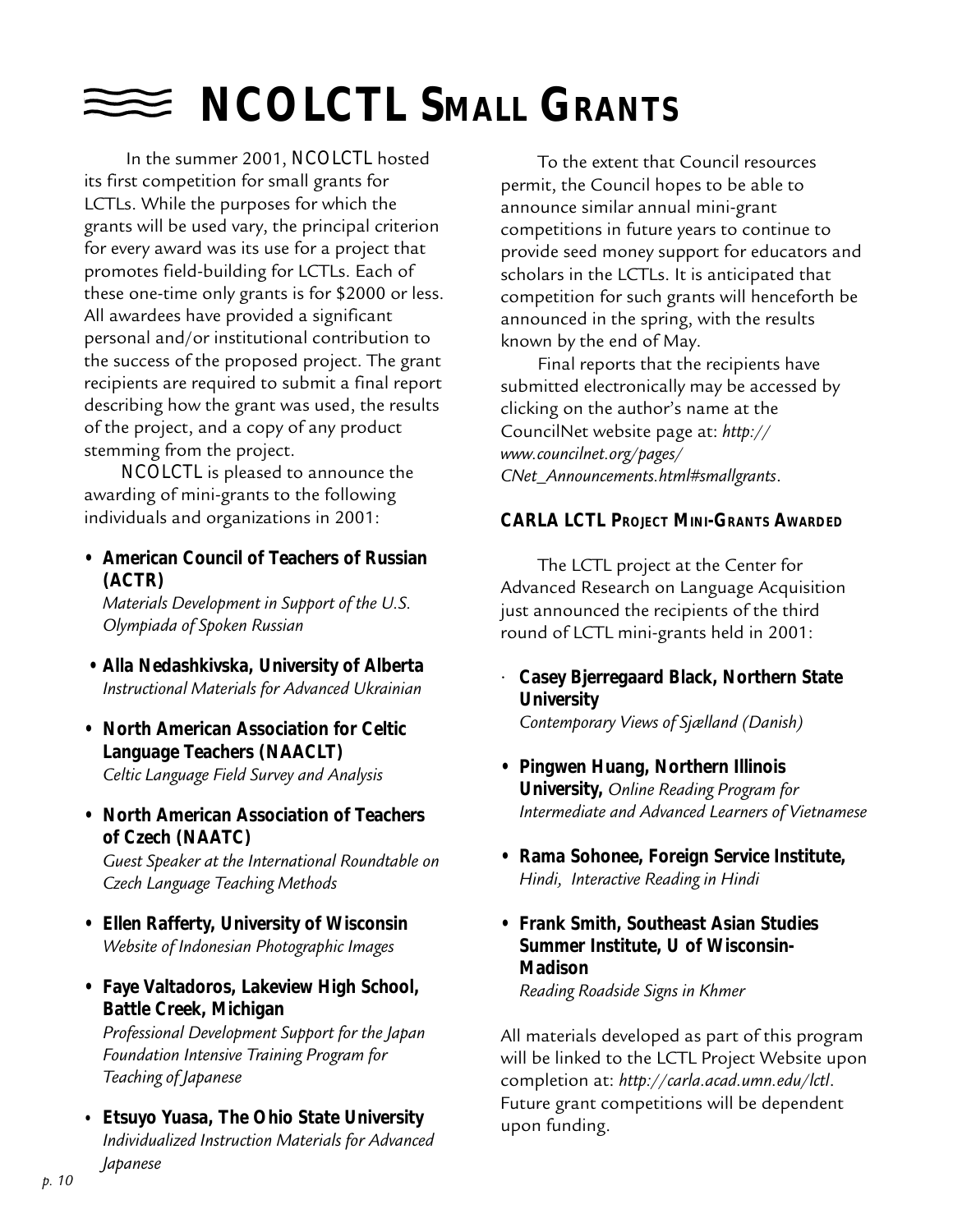# NCOLCTL Small Grants

In the summer 2001, NCOLCTL hosted its first competition for small grants for LCTLs. While the purposes for which the grants will be used vary, the principal criterion for every award was its use for a project that promotes field-building for LCTLs. Each of these one-time only grants is for $2000 or less. All awardees have provided a significant personal and/or institutional contribution to the success of the proposed project. The grant recipients are required to submit a final report describing how the grant was used, the results of the project, and a copy of any product stemming from the project.

NCOLCTL is pleased to announce the awarding of mini-grants to the following individuals and organizations in 2001:

- **American Council of Teachers of Russian (ACTR)**
  *Materials Development in Support of the U.S. Olympiada of Spoken Russian*
- **Alla Nedashkivska, University of Alberta**
  *Instructional Materials for Advanced Ukrainian*
- **North American Association for Celtic Language Teachers (NAACLT)**
  *Celtic Language Field Survey and Analysis*
- **North American Association of Teachers of Czech (NAATC)**
  *Guest Speaker at the International Roundtable on Czech Language Teaching Methods*
- **Ellen Rafferty, University of Wisconsin**
  *Website of Indonesian Photographic Images*
- **Faye Valtadoros, Lakeview High School, Battle Creek, Michigan**
  *Professional Development Support for the Japan Foundation Intensive Training Program for Teaching of Japanese*
- **Etsuyo Yuasa, The Ohio State University**
  *Individualized Instruction Materials for Advanced Japanese*

To the extent that Council resources permit, the Council hopes to be able to announce similar annual mini-grant competitions in future years to continue to provide seed money support for educators and scholars in the LCTLs. It is anticipated that competition for such grants will henceforth be announced in the spring, with the results known by the end of May.

Final reports that the recipients have submitted electronically may be accessed by clicking on the author's name at the CouncilNet website page at: *http://www.councilnet.org/pages/CNet_Announcements.html#smallgrants*.

### CARLA LCTL Project Mini-Grants Awarded

The LCTL project at the Center for Advanced Research on Language Acquisition just announced the recipients of the third round of LCTL mini-grants held in 2001:

- **Casey Bjerregaard Black, Northern State University**
  *Contemporary Views of Sjælland (Danish)*
- **Pingwen Huang, Northern Illinois University,** *Online Reading Program for Intermediate and Advanced Learners of Vietnamese*
- **Rama Sohonee, Foreign Service Institute,** *Hindi, Interactive Reading in Hindi*
- **Frank Smith, Southeast Asian Studies Summer Institute, U of Wisconsin-Madison**
  *Reading Roadside Signs in Khmer*

All materials developed as part of this program will be linked to the LCTL Project Website upon completion at: *http://carla.acad.umn.edu/lctl*. Future grant competitions will be dependent upon funding.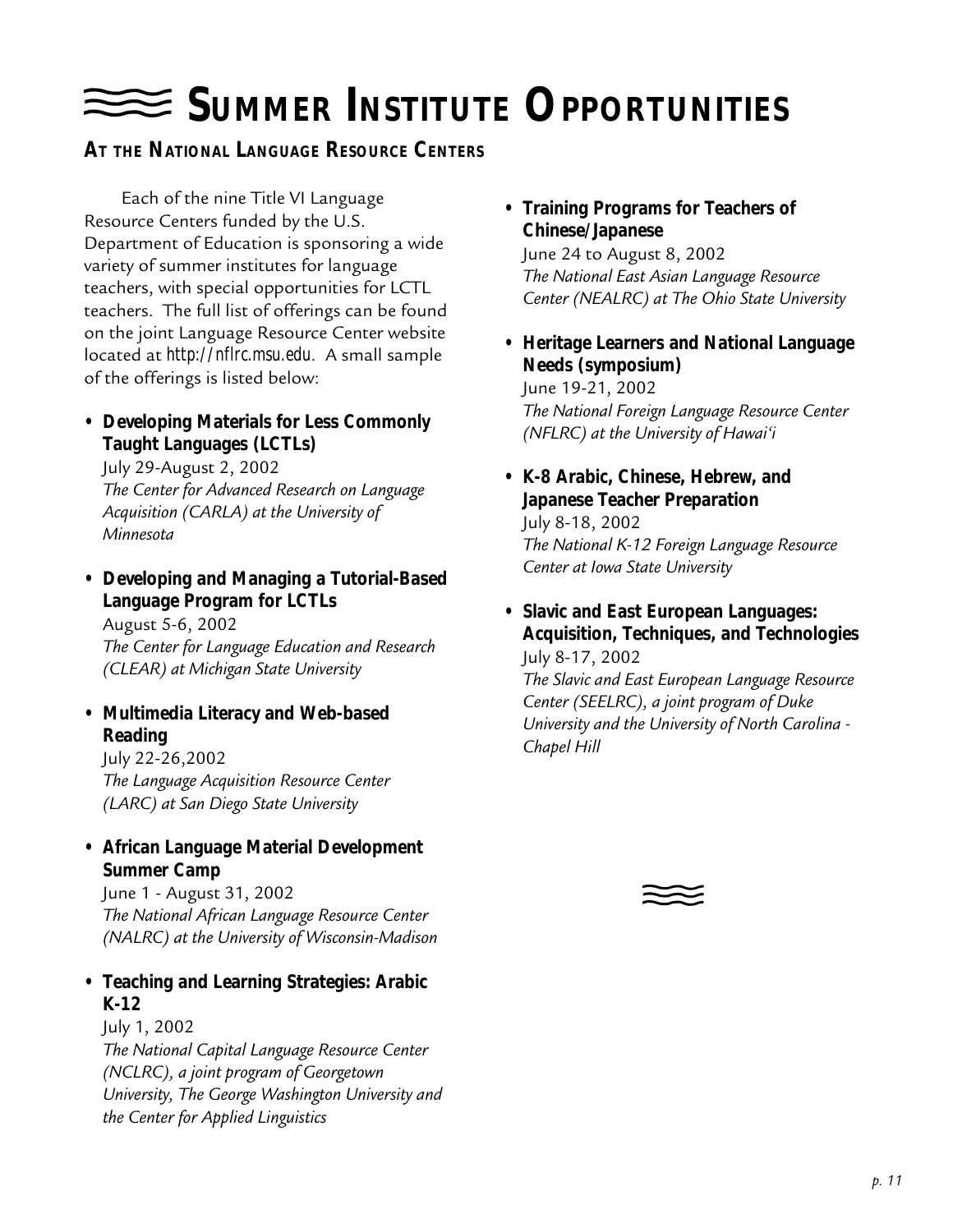# SUMMER INSTITUTE OPPORTUNITIES

## AT THE NATIONAL LANGUAGE RESOURCE CENTERS

Each of the nine Title VI Language Resource Centers funded by the U.S. Department of Education is sponsoring a wide variety of summer institutes for language teachers, with special opportunities for LCTL teachers. The full list of offerings can be found on the joint Language Resource Center website located at http://nflrc.msu.edu. A small sample of the offerings is listed below:

- **Developing Materials for Less Commonly Taught Languages (LCTLs)**
  July 29-August 2, 2002
  *The Center for Advanced Research on Language Acquisition (CARLA) at the University of Minnesota*

- **Developing and Managing a Tutorial-Based Language Program for LCTLs**
  August 5-6, 2002
  *The Center for Language Education and Research (CLEAR) at Michigan State University*

- **Multimedia Literacy and Web-based Reading**
  July 22-26,2002
  *The Language Acquisition Resource Center (LARC) at San Diego State University*

- **African Language Material Development Summer Camp**
  June 1 - August 31, 2002
  *The National African Language Resource Center (NALRC) at the University of Wisconsin-Madison*

- **Teaching and Learning Strategies: Arabic K-12**
  July 1, 2002
  *The National Capital Language Resource Center (NCLRC), a joint program of Georgetown University, The George Washington University and the Center for Applied Linguistics*

- **Training Programs for Teachers of Chinese/Japanese**
  June 24 to August 8, 2002
  *The National East Asian Language Resource Center (NEALRC) at The Ohio State University*

- **Heritage Learners and National Language Needs (symposium)**
  June 19-21, 2002
  *The National Foreign Language Resource Center (NFLRC) at the University of Hawai'i*

- **K-8 Arabic, Chinese, Hebrew, and Japanese Teacher Preparation**
  July 8-18, 2002
  *The National K-12 Foreign Language Resource Center at Iowa State University*

- **Slavic and East European Languages: Acquisition, Techniques, and Technologies**
  July 8-17, 2002
  *The Slavic and East European Language Resource Center (SEELRC), a joint program of Duke University and the University of North Carolina - Chapel Hill*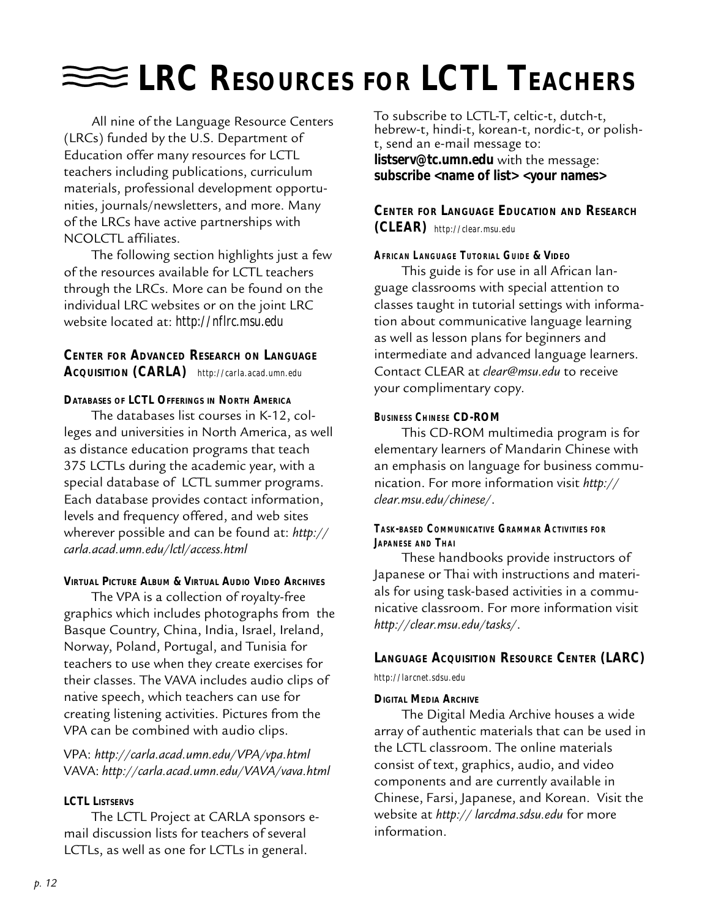# LRC Resources for LCTL Teachers

All nine of the Language Resource Centers (LRCs) funded by the U.S. Department of Education offer many resources for LCTL teachers including publications, curriculum materials, professional development opportunities, journals/newsletters, and more. Many of the LRCs have active partnerships with NCOLCTL affiliates.

The following section highlights just a few of the resources available for LCTL teachers through the LRCs. More can be found on the individual LRC websites or on the joint LRC website located at: http://nflrc.msu.edu

## Center for Advanced Research on Language Acquisition (CARLA) http://carla.acad.umn.edu

### Databases of LCTL Offerings in North America

The databases list courses in K-12, colleges and universities in North America, as well as distance education programs that teach 375 LCTLs during the academic year, with a special database of LCTL summer programs. Each database provides contact information, levels and frequency offered, and web sites wherever possible and can be found at: *http://carla.acad.umn.edu/lctl/access.html*

### Virtual Picture Album & Virtual Audio Video Archives

The VPA is a collection of royalty-free graphics which includes photographs from the Basque Country, China, India, Israel, Ireland, Norway, Poland, Portugal, and Tunisia for teachers to use when they create exercises for their classes. The VAVA includes audio clips of native speech, which teachers can use for creating listening activities. Pictures from the VPA can be combined with audio clips.

VPA: *http://carla.acad.umn.edu/VPA/vpa.html*
VAVA: *http://carla.acad.umn.edu/VAVA/vava.html*

### LCTL Listservs

The LCTL Project at CARLA sponsors e-mail discussion lists for teachers of several LCTLs, as well as one for LCTLs in general.

To subscribe to LCTL-T, celtic-t, dutch-t, hebrew-t, hindi-t, korean-t, nordic-t, or polish-t, send an e-mail message to:
**listserv@tc.umn.edu** with the message:
**subscribe <name of list> <your names>**

## Center for Language Education and Research (CLEAR) http://clear.msu.edu

### African Language Tutorial Guide & Video

This guide is for use in all African language classrooms with special attention to classes taught in tutorial settings with information about communicative language learning as well as lesson plans for beginners and intermediate and advanced language learners. Contact CLEAR at *clear@msu.edu* to receive your complimentary copy.

### Business Chinese CD-ROM

This CD-ROM multimedia program is for elementary learners of Mandarin Chinese with an emphasis on language for business communication. For more information visit *http://clear.msu.edu/chinese/*.

### Task-based Communicative Grammar Activities for Japanese and Thai

These handbooks provide instructors of Japanese or Thai with instructions and materials for using task-based activities in a communicative classroom. For more information visit *http://clear.msu.edu/tasks/*.

## Language Acquisition Resource Center (LARC)

http://larcnet.sdsu.edu

### Digital Media Archive

The Digital Media Archive houses a wide array of authentic materials that can be used in the LCTL classroom. The online materials consist of text, graphics, audio, and video components and are currently available in Chinese, Farsi, Japanese, and Korean. Visit the website at *http:// larcdma.sdsu.edu* for more information.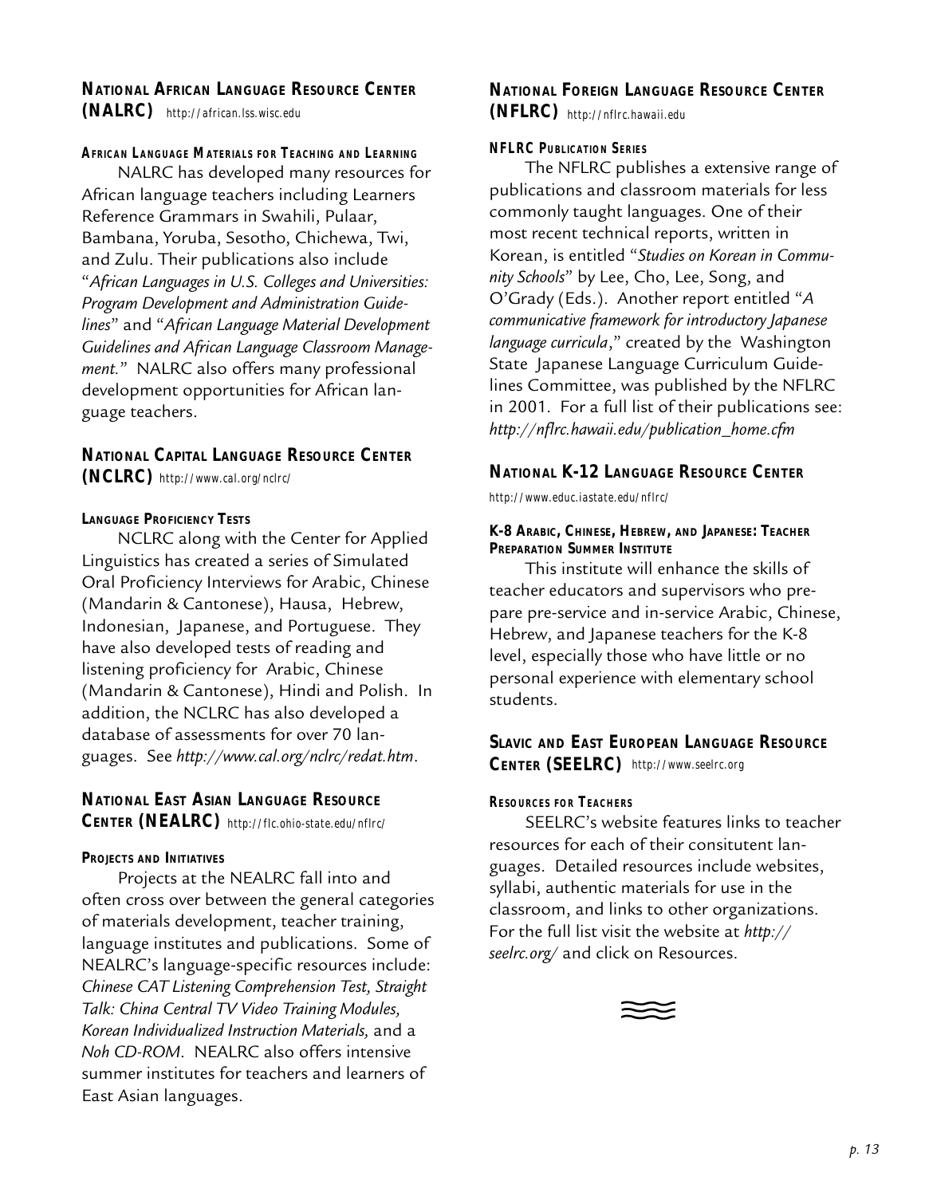## NATIONAL AFRICAN LANGUAGE RESOURCE CENTER (NALRC) http://african.lss.wisc.edu

### AFRICAN LANGUAGE MATERIALS FOR TEACHING AND LEARNING

NALRC has developed many resources for African language teachers including Learners Reference Grammars in Swahili, Pulaar, Bambana, Yoruba, Sesotho, Chichewa, Twi, and Zulu. Their publications also include "*African Languages in U.S. Colleges and Universities: Program Development and Administration Guidelines*" and "*African Language Material Development Guidelines and African Language Classroom Management.*" NALRC also offers many professional development opportunities for African language teachers.

## NATIONAL CAPITAL LANGUAGE RESOURCE CENTER (NCLRC) http://www.cal.org/nclrc/

### LANGUAGE PROFICIENCY TESTS

NCLRC along with the Center for Applied Linguistics has created a series of Simulated Oral Proficiency Interviews for Arabic, Chinese (Mandarin & Cantonese), Hausa, Hebrew, Indonesian, Japanese, and Portuguese. They have also developed tests of reading and listening proficiency for Arabic, Chinese (Mandarin & Cantonese), Hindi and Polish. In addition, the NCLRC has also developed a database of assessments for over 70 languages. See *http://www.cal.org/nclrc/redat.htm*.

## NATIONAL EAST ASIAN LANGUAGE RESOURCE CENTER (NEALRC) http://flc.ohio-state.edu/nflrc/

### PROJECTS AND INITIATIVES

Projects at the NEALRC fall into and often cross over between the general categories of materials development, teacher training, language institutes and publications. Some of NEALRC's language-specific resources include: *Chinese CAT Listening Comprehension Test, Straight Talk: China Central TV Video Training Modules, Korean Individualized Instruction Materials,* and a *Noh CD-ROM*. NEALRC also offers intensive summer institutes for teachers and learners of East Asian languages.

## NATIONAL FOREIGN LANGUAGE RESOURCE CENTER (NFLRC) http://nflrc.hawaii.edu

### NFLRC PUBLICATION SERIES

The NFLRC publishes a extensive range of publications and classroom materials for less commonly taught languages. One of their most recent technical reports, written in Korean, is entitled "*Studies on Korean in Community Schools*" by Lee, Cho, Lee, Song, and O'Grady (Eds.). Another report entitled "*A communicative framework for introductory Japanese language curricula*," created by the Washington State Japanese Language Curriculum Guidelines Committee, was published by the NFLRC in 2001. For a full list of their publications see: *http://nflrc.hawaii.edu/publication_home.cfm*

## NATIONAL K-12 LANGUAGE RESOURCE CENTER

http://www.educ.iastate.edu/nflrc/

### K-8 ARABIC, CHINESE, HEBREW, AND JAPANESE: TEACHER PREPARATION SUMMER INSTITUTE

This institute will enhance the skills of teacher educators and supervisors who prepare pre-service and in-service Arabic, Chinese, Hebrew, and Japanese teachers for the K-8 level, especially those who have little or no personal experience with elementary school students.

## SLAVIC AND EAST EUROPEAN LANGUAGE RESOURCE CENTER (SEELRC) http://www.seelrc.org

### RESOURCES FOR TEACHERS

SEELRC's website features links to teacher resources for each of their consitutent languages. Detailed resources include websites, syllabi, authentic materials for use in the classroom, and links to other organizations. For the full list visit the website at *http://seelrc.org/* and click on Resources.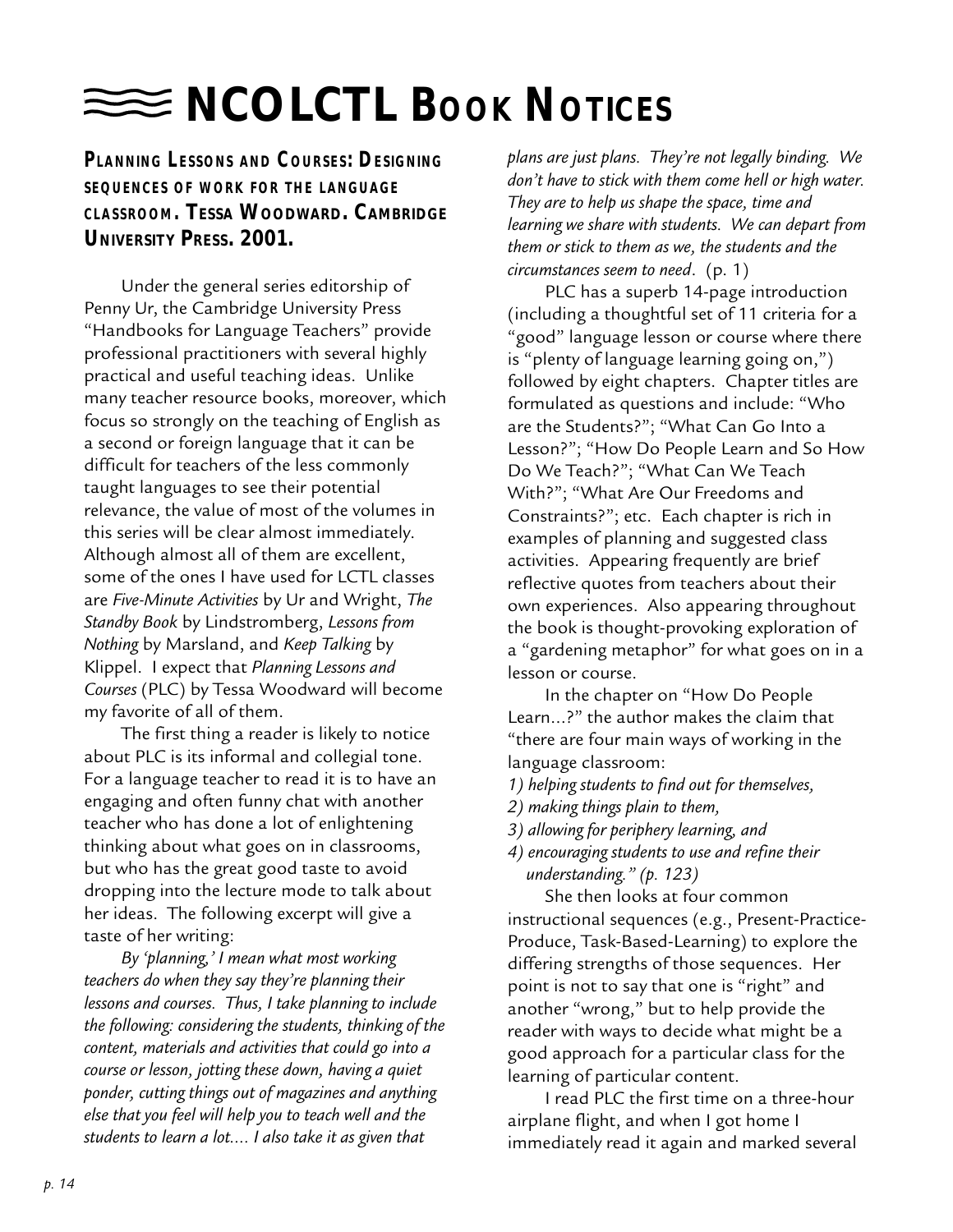# NCOLCTL Book Notices

**Planning Lessons and Courses: Designing sequences of work for the language classroom. Tessa Woodward. Cambridge University Press. 2001.**

Under the general series editorship of Penny Ur, the Cambridge University Press "Handbooks for Language Teachers" provide professional practitioners with several highly practical and useful teaching ideas. Unlike many teacher resource books, moreover, which focus so strongly on the teaching of English as a second or foreign language that it can be difficult for teachers of the less commonly taught languages to see their potential relevance, the value of most of the volumes in this series will be clear almost immediately. Although almost all of them are excellent, some of the ones I have used for LCTL classes are *Five-Minute Activities* by Ur and Wright, *The Standby Book* by Lindstromberg, *Lessons from Nothing* by Marsland, and *Keep Talking* by Klippel. I expect that *Planning Lessons and Courses* (PLC) by Tessa Woodward will become my favorite of all of them.

The first thing a reader is likely to notice about PLC is its informal and collegial tone. For a language teacher to read it is to have an engaging and often funny chat with another teacher who has done a lot of enlightening thinking about what goes on in classrooms, but who has the great good taste to avoid dropping into the lecture mode to talk about her ideas. The following excerpt will give a taste of her writing:

*By 'planning,' I mean what most working teachers do when they say they're planning their lessons and courses. Thus, I take planning to include the following: considering the students, thinking of the content, materials and activities that could go into a course or lesson, jotting these down, having a quiet ponder, cutting things out of magazines and anything else that you feel will help you to teach well and the students to learn a lot.... I also take it as given that plans are just plans. They're not legally binding. We don't have to stick with them come hell or high water. They are to help us shape the space, time and learning we share with students. We can depart from them or stick to them as we, the students and the circumstances seem to need*. (p. 1)

PLC has a superb 14-page introduction (including a thoughtful set of 11 criteria for a "good" language lesson or course where there is "plenty of language learning going on,") followed by eight chapters. Chapter titles are formulated as questions and include: "Who are the Students?"; "What Can Go Into a Lesson?"; "How Do People Learn and So How Do We Teach?"; "What Can We Teach With?"; "What Are Our Freedoms and Constraints?"; etc. Each chapter is rich in examples of planning and suggested class activities. Appearing frequently are brief reflective quotes from teachers about their own experiences. Also appearing throughout the book is thought-provoking exploration of a "gardening metaphor" for what goes on in a lesson or course.

In the chapter on "How Do People Learn...?" the author makes the claim that "there are four main ways of working in the language classroom:

*1) helping students to find out for themselves,*
*2) making things plain to them,*
*3) allowing for periphery learning, and*
*4) encouraging students to use and refine their understanding." (p. 123)*

She then looks at four common instructional sequences (e.g., Present-Practice-Produce, Task-Based-Learning) to explore the differing strengths of those sequences. Her point is not to say that one is "right" and another "wrong," but to help provide the reader with ways to decide what might be a good approach for a particular class for the learning of particular content.

I read PLC the first time on a three-hour airplane flight, and when I got home I immediately read it again and marked several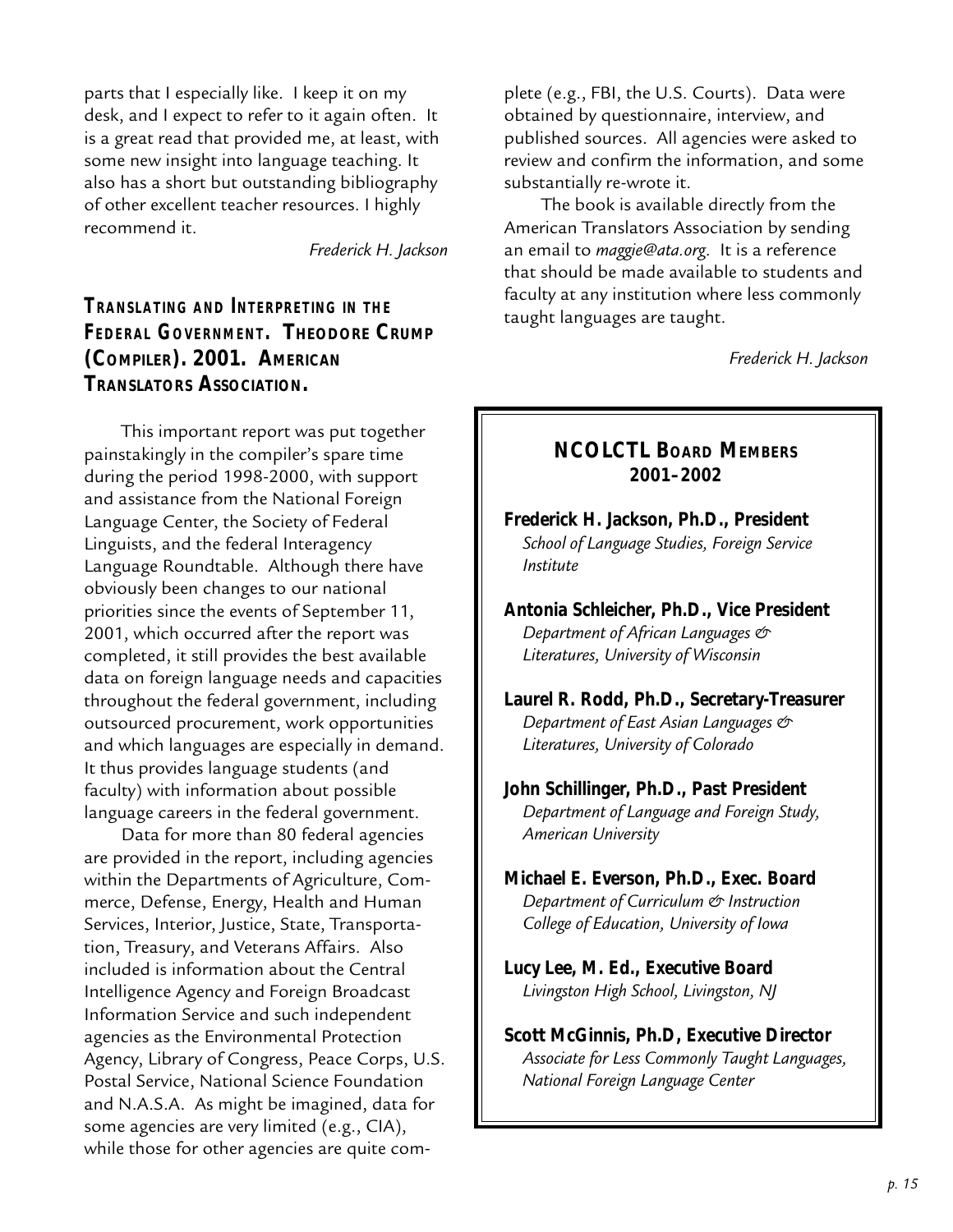parts that I especially like. I keep it on my desk, and I expect to refer to it again often. It is a great read that provided me, at least, with some new insight into language teaching. It also has a short but outstanding bibliography of other excellent teacher resources. I highly recommend it.

*Frederick H. Jackson*

## Translating and Interpreting in the Federal Government. Theodore Crump (Compiler). 2001. American Translators Association.

This important report was put together painstakingly in the compiler's spare time during the period 1998-2000, with support and assistance from the National Foreign Language Center, the Society of Federal Linguists, and the federal Interagency Language Roundtable. Although there have obviously been changes to our national priorities since the events of September 11, 2001, which occurred after the report was completed, it still provides the best available data on foreign language needs and capacities throughout the federal government, including outsourced procurement, work opportunities and which languages are especially in demand. It thus provides language students (and faculty) with information about possible language careers in the federal government.

Data for more than 80 federal agencies are provided in the report, including agencies within the Departments of Agriculture, Commerce, Defense, Energy, Health and Human Services, Interior, Justice, State, Transportation, Treasury, and Veterans Affairs. Also included is information about the Central Intelligence Agency and Foreign Broadcast Information Service and such independent agencies as the Environmental Protection Agency, Library of Congress, Peace Corps, U.S. Postal Service, National Science Foundation and N.A.S.A. As might be imagined, data for some agencies are very limited (e.g., CIA), while those for other agencies are quite complete (e.g., FBI, the U.S. Courts). Data were obtained by questionnaire, interview, and published sources. All agencies were asked to review and confirm the information, and some substantially re-wrote it.

The book is available directly from the American Translators Association by sending an email to *maggie@ata.org*. It is a reference that should be made available to students and faculty at any institution where less commonly taught languages are taught.

*Frederick H. Jackson*

### NCOLCTL Board Members 2001–2002

**Frederick H. Jackson, Ph.D., President**
*School of Language Studies, Foreign Service Institute*

**Antonia Schleicher, Ph.D., Vice President**
*Department of African Languages & Literatures, University of Wisconsin*

**Laurel R. Rodd, Ph.D., Secretary-Treasurer**
*Department of East Asian Languages & Literatures, University of Colorado*

**John Schillinger, Ph.D., Past President**
*Department of Language and Foreign Study, American University*

**Michael E. Everson, Ph.D., Exec. Board**
*Department of Curriculum & Instruction College of Education, University of Iowa*

**Lucy Lee, M. Ed., Executive Board**
*Livingston High School, Livingston, NJ*

**Scott McGinnis, Ph.D, Executive Director**
*Associate for Less Commonly Taught Languages, National Foreign Language Center*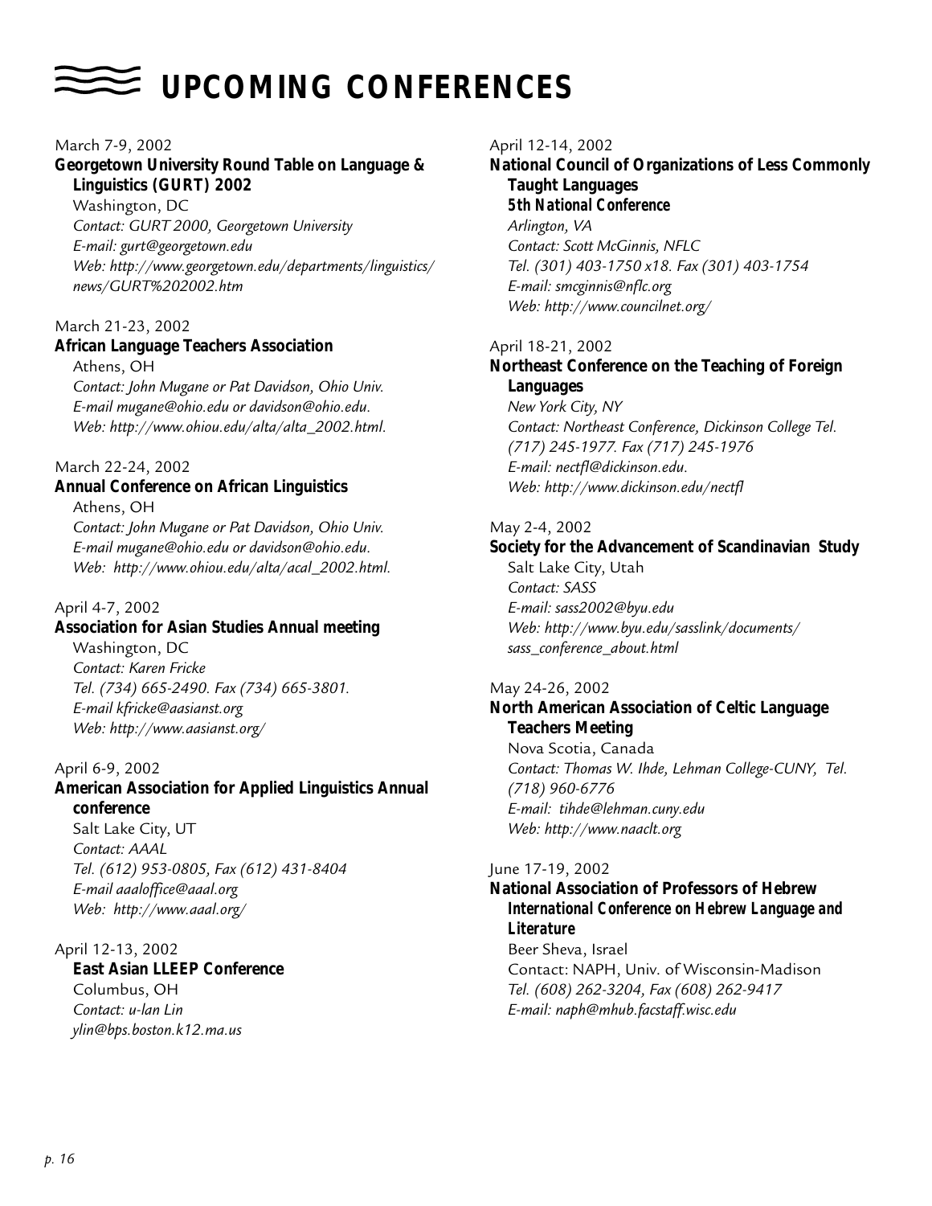# UPCOMING CONFERENCES

March 7-9, 2002

**Georgetown University Round Table on Language & Linguistics (GURT) 2002**

Washington, DC

*Contact: GURT 2000, Georgetown University*

*E-mail: gurt@georgetown.edu*

*Web: http://www.georgetown.edu/departments/linguistics/news/GURT%202002.htm*

March 21-23, 2002

**African Language Teachers Association**

Athens, OH

*Contact: John Mugane or Pat Davidson, Ohio Univ.*

*E-mail mugane@ohio.edu or davidson@ohio.edu.*

*Web: http://www.ohiou.edu/alta/alta_2002.html.*

March 22-24, 2002

**Annual Conference on African Linguistics**

Athens, OH

*Contact: John Mugane or Pat Davidson, Ohio Univ.*

*E-mail mugane@ohio.edu or davidson@ohio.edu.*

*Web: http://www.ohiou.edu/alta/acal_2002.html.*

April 4-7, 2002

**Association for Asian Studies Annual meeting**

Washington, DC

*Contact: Karen Fricke*

*Tel. (734) 665-2490. Fax (734) 665-3801.*

*E-mail kfricke@aasianst.org*

*Web: http://www.aasianst.org/*

April 6-9, 2002

**American Association for Applied Linguistics Annual conference**

Salt Lake City, UT

*Contact: AAAL*

*Tel. (612) 953-0805, Fax (612) 431-8404*

*E-mail aaaloffice@aaal.org*

*Web: http://www.aaal.org/*

April 12-13, 2002

**East Asian LLEEP Conference**

Columbus, OH

*Contact: u-lan Lin*

*ylin@bps.boston.k12.ma.us*

April 12-14, 2002

**National Council of Organizations of Less Commonly Taught Languages**

***5th National Conference***

*Arlington, VA*

*Contact: Scott McGinnis, NFLC*

*Tel. (301) 403-1750 x18. Fax (301) 403-1754*

*E-mail: smcginnis@nflc.org*

*Web: http://www.councilnet.org/*

April 18-21, 2002

**Northeast Conference on the Teaching of Foreign Languages**

*New York City, NY*

*Contact: Northeast Conference, Dickinson College Tel. (717) 245-1977. Fax (717) 245-1976*

*E-mail: nectfl@dickinson.edu.*

*Web: http://www.dickinson.edu/nectfl*

May 2-4, 2002

**Society for the Advancement of Scandinavian Study**

Salt Lake City, Utah

*Contact: SASS*

*E-mail: sass2002@byu.edu*

*Web: http://www.byu.edu/sasslink/documents/sass_conference_about.html*

May 24-26, 2002

**North American Association of Celtic Language Teachers Meeting**

Nova Scotia, Canada

*Contact: Thomas W. Ihde, Lehman College-CUNY, Tel. (718) 960-6776*

*E-mail: tihde@lehman.cuny.edu*

*Web: http://www.naaclt.org*

June 17-19, 2002

**National Association of Professors of Hebrew**

***International Conference on Hebrew Language and Literature***

Beer Sheva, Israel

Contact: NAPH, Univ. of Wisconsin-Madison

*Tel. (608) 262-3204, Fax (608) 262-9417*

*E-mail: naph@mhub.facstaff.wisc.edu*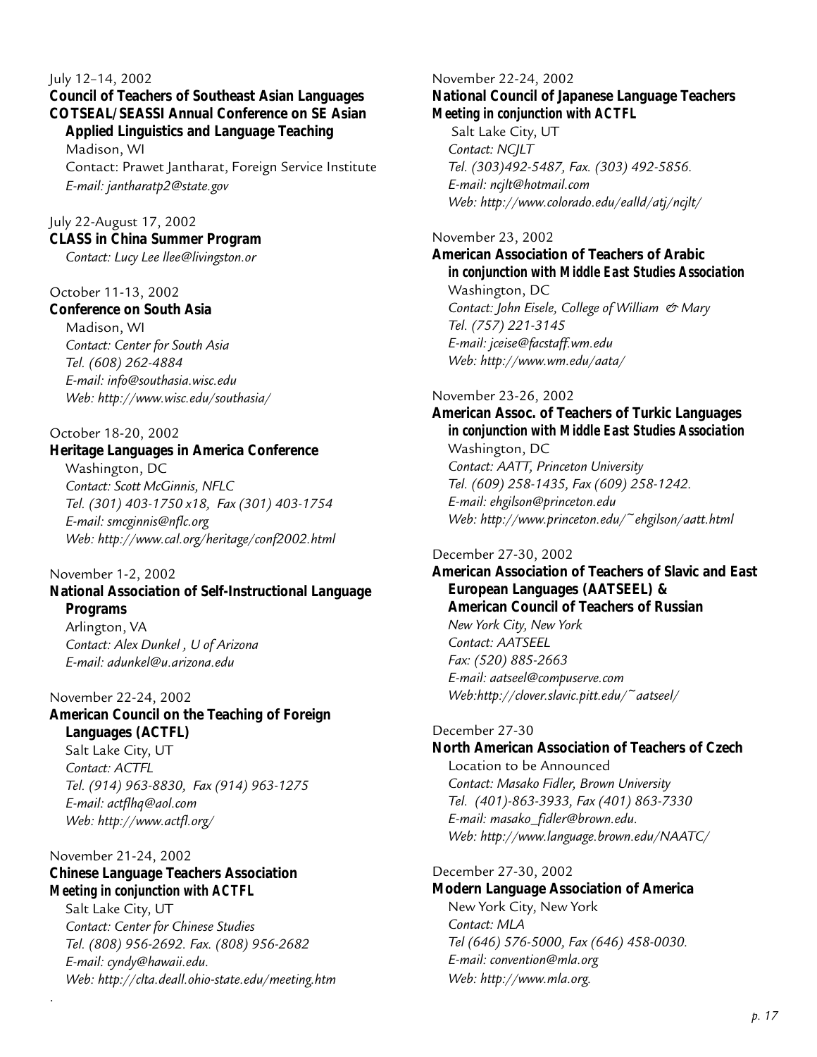July 12–14, 2002
**Council of Teachers of Southeast Asian Languages**
**COTSEAL/SEASSI Annual Conference on SE Asian Applied Linguistics and Language Teaching**
Madison, WI
Contact: Prawet Jantharat, Foreign Service Institute
*E-mail: jantharatp2@state.gov*

July 22-August 17, 2002
**CLASS in China Summer Program**
*Contact: Lucy Lee llee@livingston.or*

October 11-13, 2002
**Conference on South Asia**
Madison, WI
*Contact: Center for South Asia*
*Tel. (608) 262-4884*
*E-mail: info@southasia.wisc.edu*
*Web: http://www.wisc.edu/southasia/*

October 18-20, 2002
**Heritage Languages in America Conference**
Washington, DC
*Contact: Scott McGinnis, NFLC*
*Tel. (301) 403-1750 x18, Fax (301) 403-1754*
*E-mail: smcginnis@nflc.org*
*Web: http://www.cal.org/heritage/conf2002.html*

November 1-2, 2002
**National Association of Self-Instructional Language Programs**
Arlington, VA
*Contact: Alex Dunkel , U of Arizona*
*E-mail: adunkel@u.arizona.edu*

November 22-24, 2002
**American Council on the Teaching of Foreign Languages (ACTFL)**
Salt Lake City, UT
*Contact: ACTFL*
*Tel. (914) 963-8830, Fax (914) 963-1275*
*E-mail: actflhq@aol.com*
*Web: http://www.actfl.org/*

November 21-24, 2002
**Chinese Language Teachers Association**
***Meeting in conjunction with ACTFL***
Salt Lake City, UT
*Contact: Center for Chinese Studies*
*Tel. (808) 956-2692. Fax. (808) 956-2682*
*E-mail: cyndy@hawaii.edu.*
*Web: http://clta.deall.ohio-state.edu/meeting.htm*

November 22-24, 2002
**National Council of Japanese Language Teachers**
***Meeting in conjunction with ACTFL***
Salt Lake City, UT
*Contact: NCJLT*
*Tel. (303)492-5487, Fax. (303) 492-5856.*
*E-mail: ncjlt@hotmail.com*
*Web: http://www.colorado.edu/ealld/atj/ncjlt/*

November 23, 2002
**American Association of Teachers of Arabic**
***in conjunction with Middle East Studies Association***
Washington, DC
*Contact: John Eisele, College of William & Mary*
*Tel. (757) 221-3145*
*E-mail: jceise@facstaff.wm.edu*
*Web: http://www.wm.edu/aata/*

November 23-26, 2002
**American Assoc. of Teachers of Turkic Languages**
***in conjunction with Middle East Studies Association***
Washington, DC
*Contact: AATT, Princeton University*
*Tel. (609) 258-1435, Fax (609) 258-1242.*
*E-mail: ehgilson@princeton.edu*
*Web: http://www.princeton.edu/~ehgilson/aatt.html*

December 27-30, 2002
**American Association of Teachers of Slavic and East European Languages (AATSEEL) &**
**American Council of Teachers of Russian**
*New York City, New York*
*Contact: AATSEEL*
*Fax: (520) 885-2663*
*E-mail: aatseel@compuserve.com*
*Web:http://clover.slavic.pitt.edu/~aatseel/*

December 27-30
**North American Association of Teachers of Czech**
Location to be Announced
*Contact: Masako Fidler, Brown University*
*Tel. (401)-863-3933, Fax (401) 863-7330*
*E-mail: masako_fidler@brown.edu.*
*Web: http://www.language.brown.edu/NAATC/*

December 27-30, 2002
**Modern Language Association of America**
New York City, New York
*Contact: MLA*
*Tel (646) 576-5000, Fax (646) 458-0030.*
*E-mail: convention@mla.org*
*Web: http://www.mla.org.*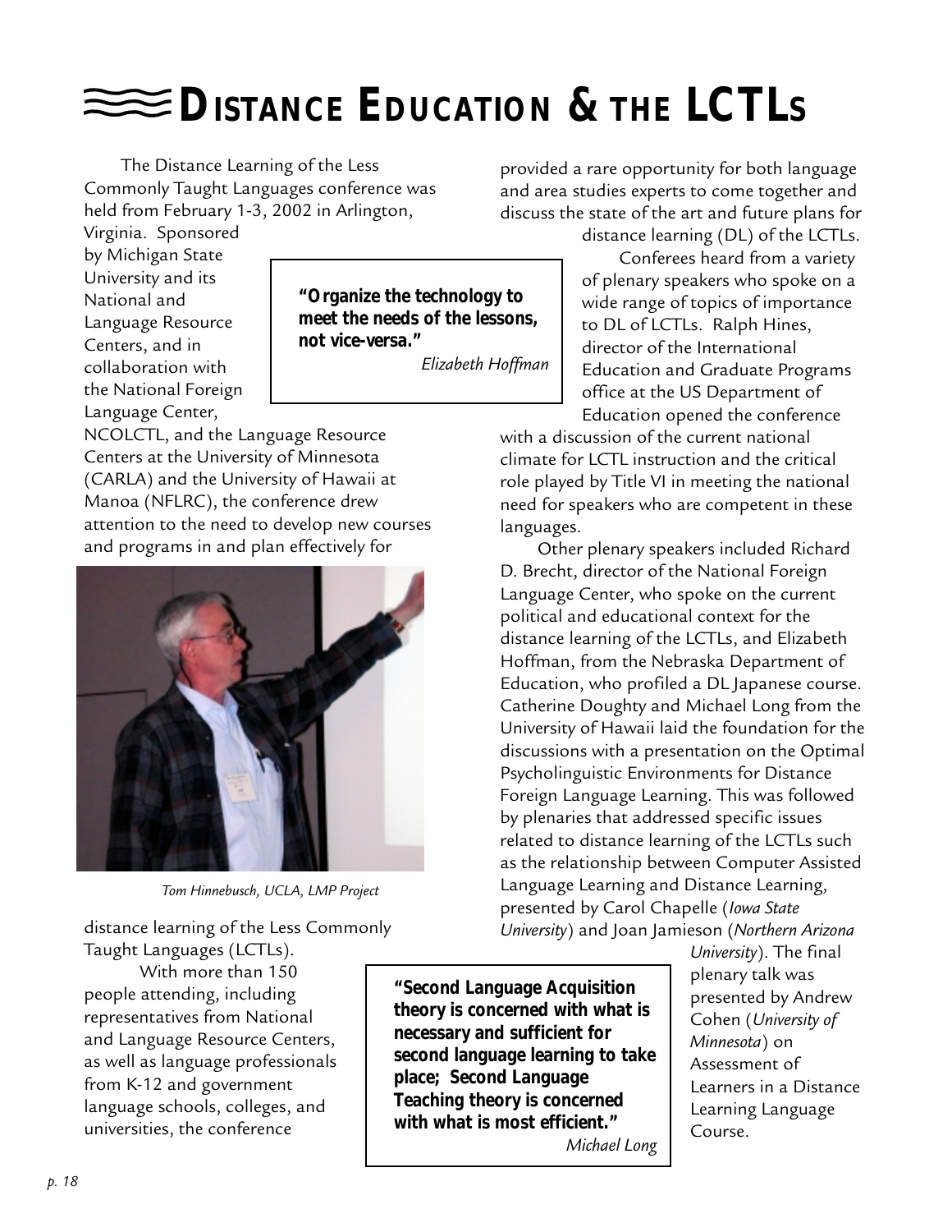# Distance Education & the LCTLs

The Distance Learning of the Less Commonly Taught Languages conference was held from February 1-3, 2002 in Arlington, Virginia. Sponsored by Michigan State University and its National and Language Resource Centers, and in collaboration with the National Foreign Language Center, NCOLCTL, and the Language Resource Centers at the University of Minnesota (CARLA) and the University of Hawaii at Manoa (NFLRC), the conference drew attention to the need to develop new courses and programs in and plan effectively for distance learning of the Less Commonly Taught Languages (LCTLs).

> **"Organize the technology to meet the needs of the lessons, not vice-versa."**
>
> *Elizabeth Hoffman*

*Tom Hinnebusch, UCLA, LMP Project*

With more than 150 people attending, including representatives from National and Language Resource Centers, as well as language professionals from K-12 and government language schools, colleges, and universities, the conference provided a rare opportunity for both language and area studies experts to come together and discuss the state of the art and future plans for distance learning (DL) of the LCTLs.

Conferees heard from a variety of plenary speakers who spoke on a wide range of topics of importance to DL of LCTLs. Ralph Hines, director of the International Education and Graduate Programs office at the US Department of Education opened the conference with a discussion of the current national climate for LCTL instruction and the critical role played by Title VI in meeting the national need for speakers who are competent in these languages.

Other plenary speakers included Richard D. Brecht, director of the National Foreign Language Center, who spoke on the current political and educational context for the distance learning of the LCTLs, and Elizabeth Hoffman, from the Nebraska Department of Education, who profiled a DL Japanese course. Catherine Doughty and Michael Long from the University of Hawaii laid the foundation for the discussions with a presentation on the Optimal Psycholinguistic Environments for Distance Foreign Language Learning. This was followed by plenaries that addressed specific issues related to distance learning of the LCTLs such as the relationship between Computer Assisted Language Learning and Distance Learning, presented by Carol Chapelle (*Iowa State University*) and Joan Jamieson (*Northern Arizona University*). The final plenary talk was presented by Andrew Cohen (*University of Minnesota*) on Assessment of Learners in a Distance Learning Language Course.

> **"Second Language Acquisition theory is concerned with what is necessary and sufficient for second language learning to take place; Second Language Teaching theory is concerned with what is most efficient."**
>
> *Michael Long*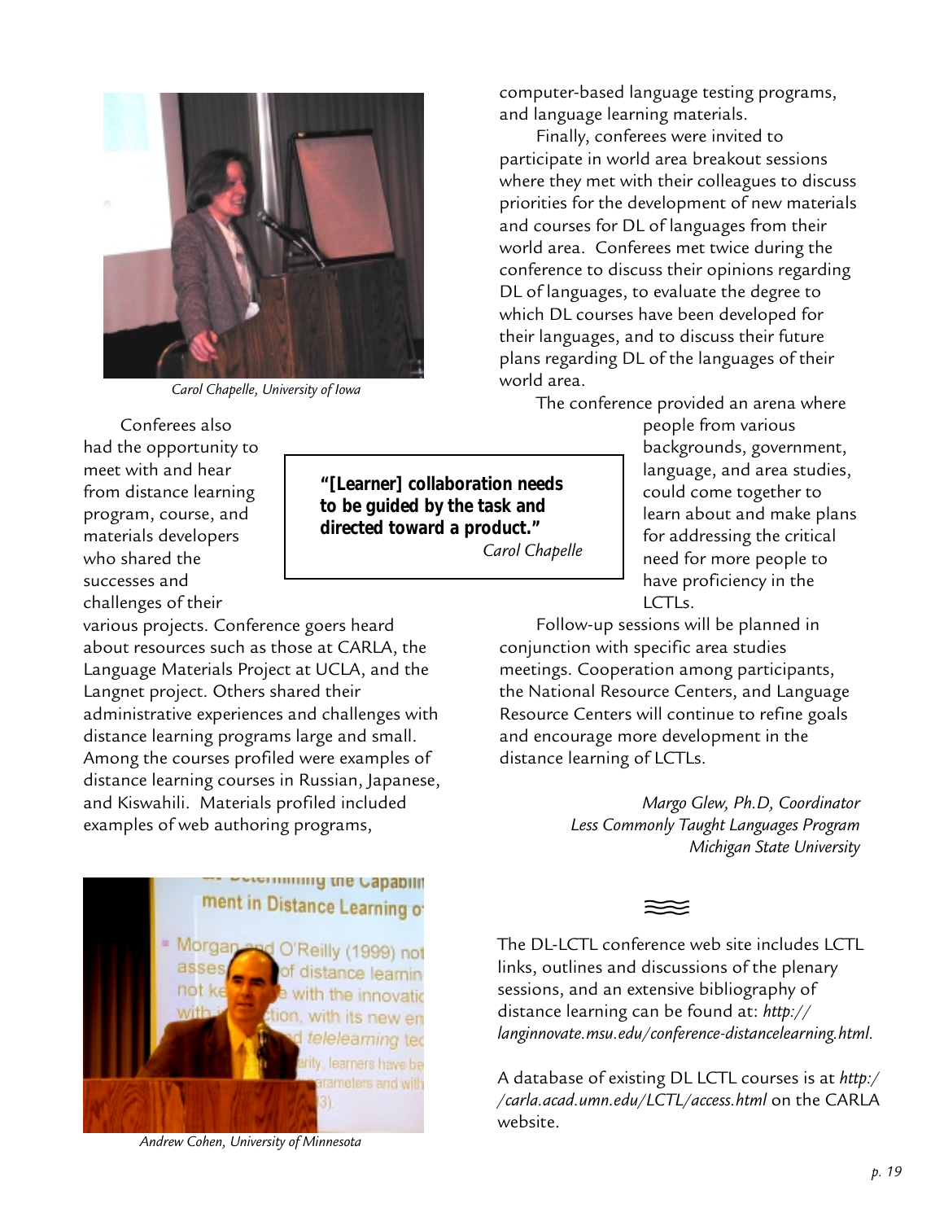*Carol Chapelle, University of Iowa*

Conferees also had the opportunity to meet with and hear from distance learning program, course, and materials developers who shared the successes and challenges of their various projects. Conference goers heard about resources such as those at CARLA, the Language Materials Project at UCLA, and the Langnet project. Others shared their administrative experiences and challenges with distance learning programs large and small. Among the courses profiled were examples of distance learning courses in Russian, Japanese, and Kiswahili. Materials profiled included examples of web authoring programs, computer-based language testing programs, and language learning materials.

> **"[Learner] collaboration needs to be guided by the task and directed toward a product."**
> *Carol Chapelle*

Finally, conferees were invited to participate in world area breakout sessions where they met with their colleagues to discuss priorities for the development of new materials and courses for DL of languages from their world area. Conferees met twice during the conference to discuss their opinions regarding DL of languages, to evaluate the degree to which DL courses have been developed for their languages, and to discuss their future plans regarding DL of the languages of their world area.

The conference provided an arena where people from various backgrounds, government, language, and area studies, could come together to learn about and make plans for addressing the critical need for more people to have proficiency in the LCTLs.

Follow-up sessions will be planned in conjunction with specific area studies meetings. Cooperation among participants, the National Resource Centers, and Language Resource Centers will continue to refine goals and encourage more development in the distance learning of LCTLs.

*Margo Glew, Ph.D, Coordinator*
*Less Commonly Taught Languages Program*
*Michigan State University*

*Andrew Cohen, University of Minnesota*

≋

The DL-LCTL conference web site includes LCTL links, outlines and discussions of the plenary sessions, and an extensive bibliography of distance learning can be found at: *http://langinnovate.msu.edu/conference-distancelearning.html*.

A database of existing DL LCTL courses is at *http://carla.acad.umn.edu/LCTL/access.html* on the CARLA website.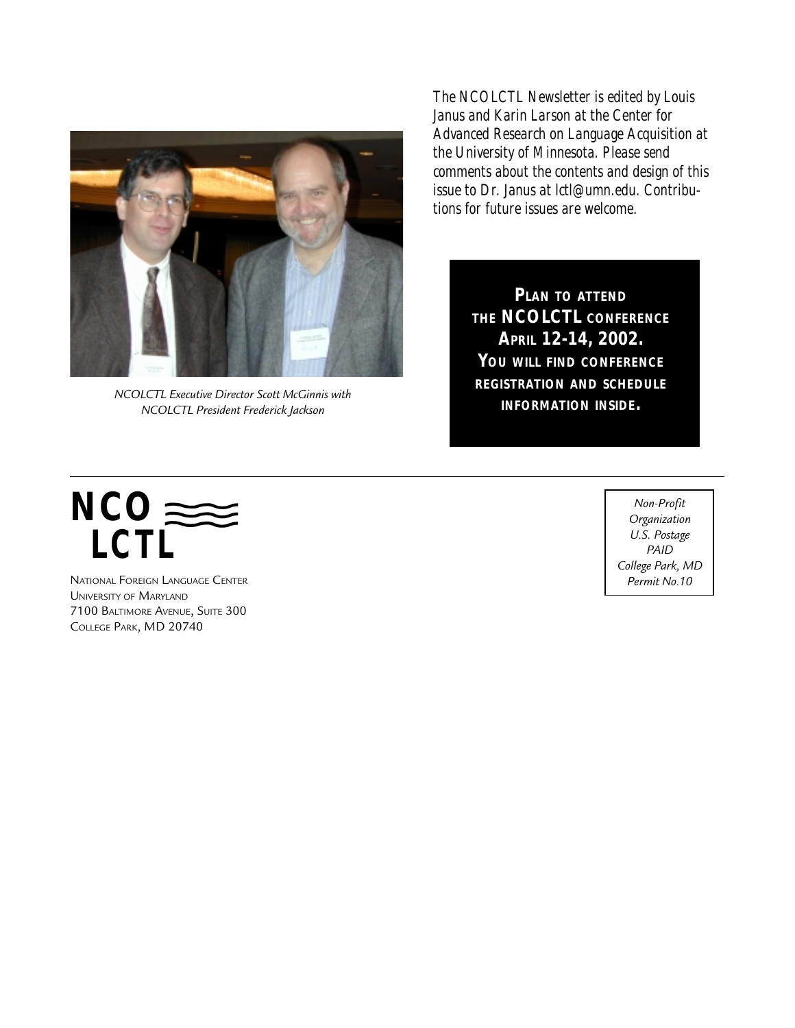*NCOLCTL Executive Director Scott McGinnis with NCOLCTL President Frederick Jackson*

*The NCOLCTL Newsletter is edited by Louis Janus and Karin Larson at the Center for Advanced Research on Language Acquisition at the University of Minnesota. Please send comments about the contents and design of this issue to Dr. Janus at lctl@umn.edu. Contributions for future issues are welcome.*

**PLAN TO ATTEND THE NCOLCTL CONFERENCE APRIL 12-14, 2002. YOU WILL FIND CONFERENCE REGISTRATION AND SCHEDULE INFORMATION INSIDE.**

**NCO LCTL**

NATIONAL FOREIGN LANGUAGE CENTER
UNIVERSITY OF MARYLAND
7100 BALTIMORE AVENUE, SUITE 300
COLLEGE PARK, MD 20740

*Non-Profit Organization*
*U.S. Postage*
*PAID*
*College Park, MD*
*Permit No.10*